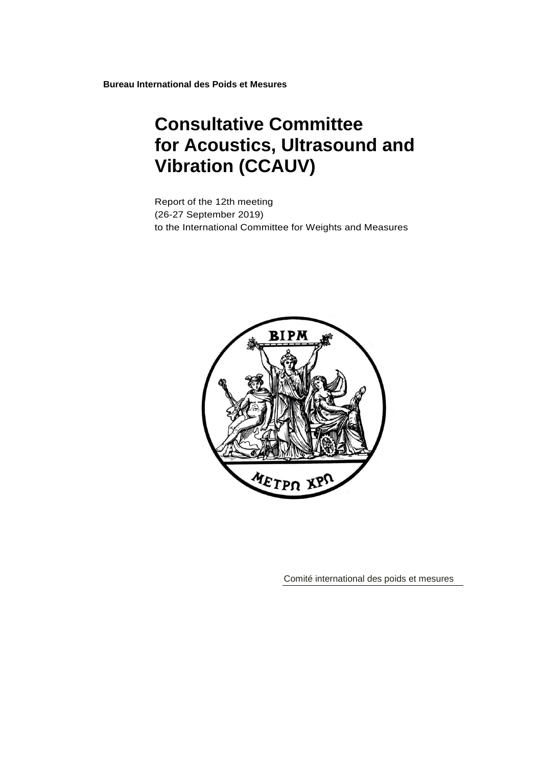**Bureau International des Poids et Mesures**

# Consultative Committee for Acoustics, Ultrasound and Vibration (CCAUV)

Report of the 12th meeting
(26-27 September 2019)
to the International Committee for Weights and Measures

Comité international des poids et mesures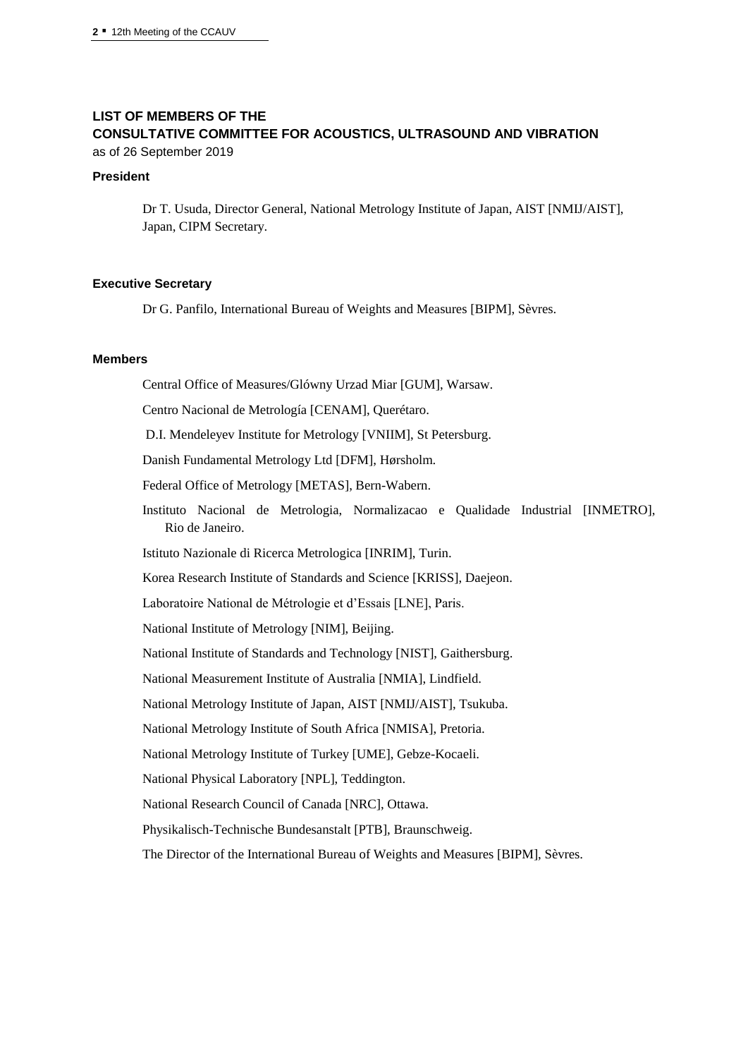## LIST OF MEMBERS OF THE CONSULTATIVE COMMITTEE FOR ACOUSTICS, ULTRASOUND AND VIBRATION

as of 26 September 2019

### President

Dr T. Usuda, Director General, National Metrology Institute of Japan, AIST [NMIJ/AIST], Japan, CIPM Secretary.

### Executive Secretary

Dr G. Panfilo, International Bureau of Weights and Measures [BIPM], Sèvres.

### Members

Central Office of Measures/Glówny Urzad Miar [GUM], Warsaw.

Centro Nacional de Metrología [CENAM], Querétaro.

D.I. Mendeleyev Institute for Metrology [VNIIM], St Petersburg.

Danish Fundamental Metrology Ltd [DFM], Hørsholm.

Federal Office of Metrology [METAS], Bern-Wabern.

Instituto Nacional de Metrologia, Normalizacao e Qualidade Industrial [INMETRO], Rio de Janeiro.

Istituto Nazionale di Ricerca Metrologica [INRIM], Turin.

Korea Research Institute of Standards and Science [KRISS], Daejeon.

Laboratoire National de Métrologie et d'Essais [LNE], Paris.

National Institute of Metrology [NIM], Beijing.

National Institute of Standards and Technology [NIST], Gaithersburg.

National Measurement Institute of Australia [NMIA], Lindfield.

National Metrology Institute of Japan, AIST [NMIJ/AIST], Tsukuba.

National Metrology Institute of South Africa [NMISA], Pretoria.

National Metrology Institute of Turkey [UME], Gebze-Kocaeli.

National Physical Laboratory [NPL], Teddington.

National Research Council of Canada [NRC], Ottawa.

Physikalisch-Technische Bundesanstalt [PTB], Braunschweig.

The Director of the International Bureau of Weights and Measures [BIPM], Sèvres.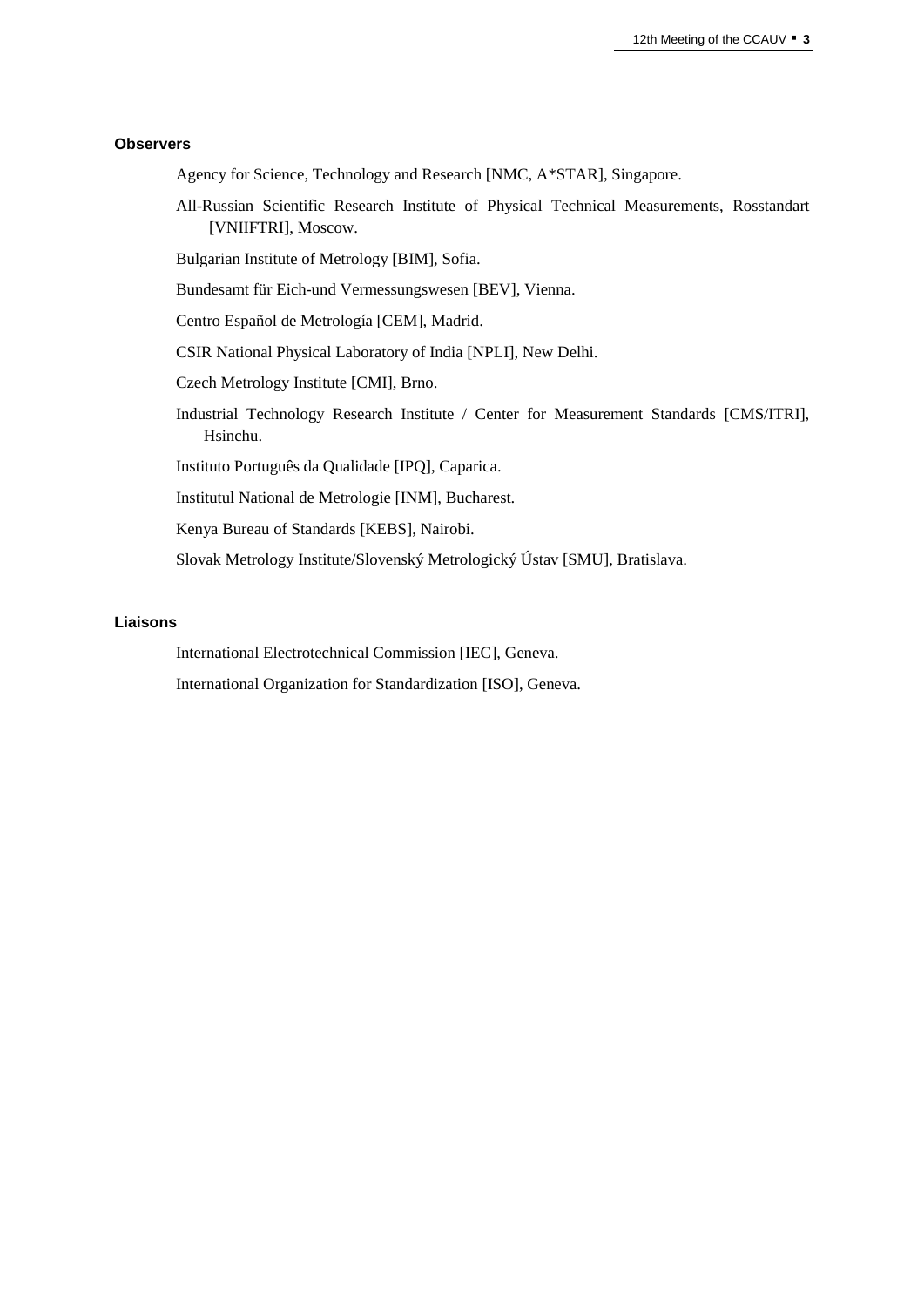**Observers**

Agency for Science, Technology and Research [NMC, A*STAR], Singapore.

All-Russian Scientific Research Institute of Physical Technical Measurements, Rosstandart [VNIIFTRI], Moscow.

Bulgarian Institute of Metrology [BIM], Sofia.

Bundesamt für Eich-und Vermessungswesen [BEV], Vienna.

Centro Español de Metrología [CEM], Madrid.

CSIR National Physical Laboratory of India [NPLI], New Delhi.

Czech Metrology Institute [CMI], Brno.

Industrial Technology Research Institute / Center for Measurement Standards [CMS/ITRI], Hsinchu.

Instituto Português da Qualidade [IPQ], Caparica.

Institutul National de Metrologie [INM], Bucharest.

Kenya Bureau of Standards [KEBS], Nairobi.

Slovak Metrology Institute/Slovenský Metrologický Ústav [SMU], Bratislava.

**Liaisons**

International Electrotechnical Commission [IEC], Geneva.

International Organization for Standardization [ISO], Geneva.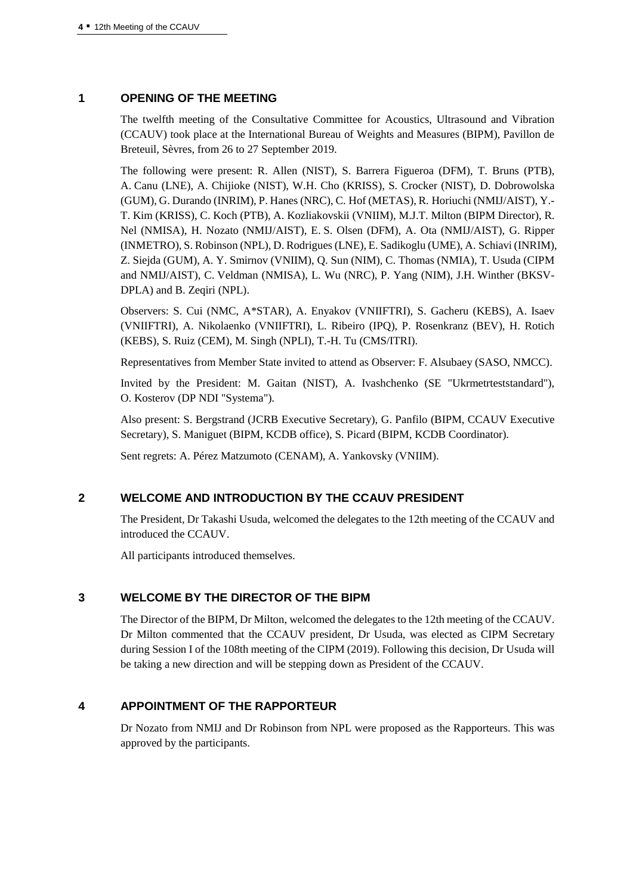## 1 OPENING OF THE MEETING

The twelfth meeting of the Consultative Committee for Acoustics, Ultrasound and Vibration (CCAUV) took place at the International Bureau of Weights and Measures (BIPM), Pavillon de Breteuil, Sèvres, from 26 to 27 September 2019.

The following were present: R. Allen (NIST), S. Barrera Figueroa (DFM), T. Bruns (PTB), A. Canu (LNE), A. Chijioke (NIST), W.H. Cho (KRISS), S. Crocker (NIST), D. Dobrowolska (GUM), G. Durando (INRIM), P. Hanes (NRC), C. Hof (METAS), R. Horiuchi (NMIJ/AIST), Y.-T. Kim (KRISS), C. Koch (PTB), A. Kozliakovskii (VNIIM), M.J.T. Milton (BIPM Director), R. Nel (NMISA), H. Nozato (NMIJ/AIST), E. S. Olsen (DFM), A. Ota (NMIJ/AIST), G. Ripper (INMETRO), S. Robinson (NPL), D. Rodrigues (LNE), E. Sadikoglu (UME), A. Schiavi (INRIM), Z. Siejda (GUM), A. Y. Smirnov (VNIIM), Q. Sun (NIM), C. Thomas (NMIA), T. Usuda (CIPM and NMIJ/AIST), C. Veldman (NMISA), L. Wu (NRC), P. Yang (NIM), J.H. Winther (BKSV-DPLA) and B. Zeqiri (NPL).

Observers: S. Cui (NMC, A*STAR), A. Enyakov (VNIIFTRI), S. Gacheru (KEBS), A. Isaev (VNIIFTRI), A. Nikolaenko (VNIIFTRI), L. Ribeiro (IPQ), P. Rosenkranz (BEV), H. Rotich (KEBS), S. Ruiz (CEM), M. Singh (NPLI), T.-H. Tu (CMS/ITRI).

Representatives from Member State invited to attend as Observer: F. Alsubaey (SASO, NMCC).

Invited by the President: M. Gaitan (NIST), A. Ivashchenko (SE "Ukrmetrteststandard"), O. Kosterov (DP NDI "Systema").

Also present: S. Bergstrand (JCRB Executive Secretary), G. Panfilo (BIPM, CCAUV Executive Secretary), S. Maniguet (BIPM, KCDB office), S. Picard (BIPM, KCDB Coordinator).

Sent regrets: A. Pérez Matzumoto (CENAM), A. Yankovsky (VNIIM).

## 2 WELCOME AND INTRODUCTION BY THE CCAUV PRESIDENT

The President, Dr Takashi Usuda, welcomed the delegates to the 12th meeting of the CCAUV and introduced the CCAUV.

All participants introduced themselves.

## 3 WELCOME BY THE DIRECTOR OF THE BIPM

The Director of the BIPM, Dr Milton, welcomed the delegates to the 12th meeting of the CCAUV. Dr Milton commented that the CCAUV president, Dr Usuda, was elected as CIPM Secretary during Session I of the 108th meeting of the CIPM (2019). Following this decision, Dr Usuda will be taking a new direction and will be stepping down as President of the CCAUV.

## 4 APPOINTMENT OF THE RAPPORTEUR

Dr Nozato from NMIJ and Dr Robinson from NPL were proposed as the Rapporteurs. This was approved by the participants.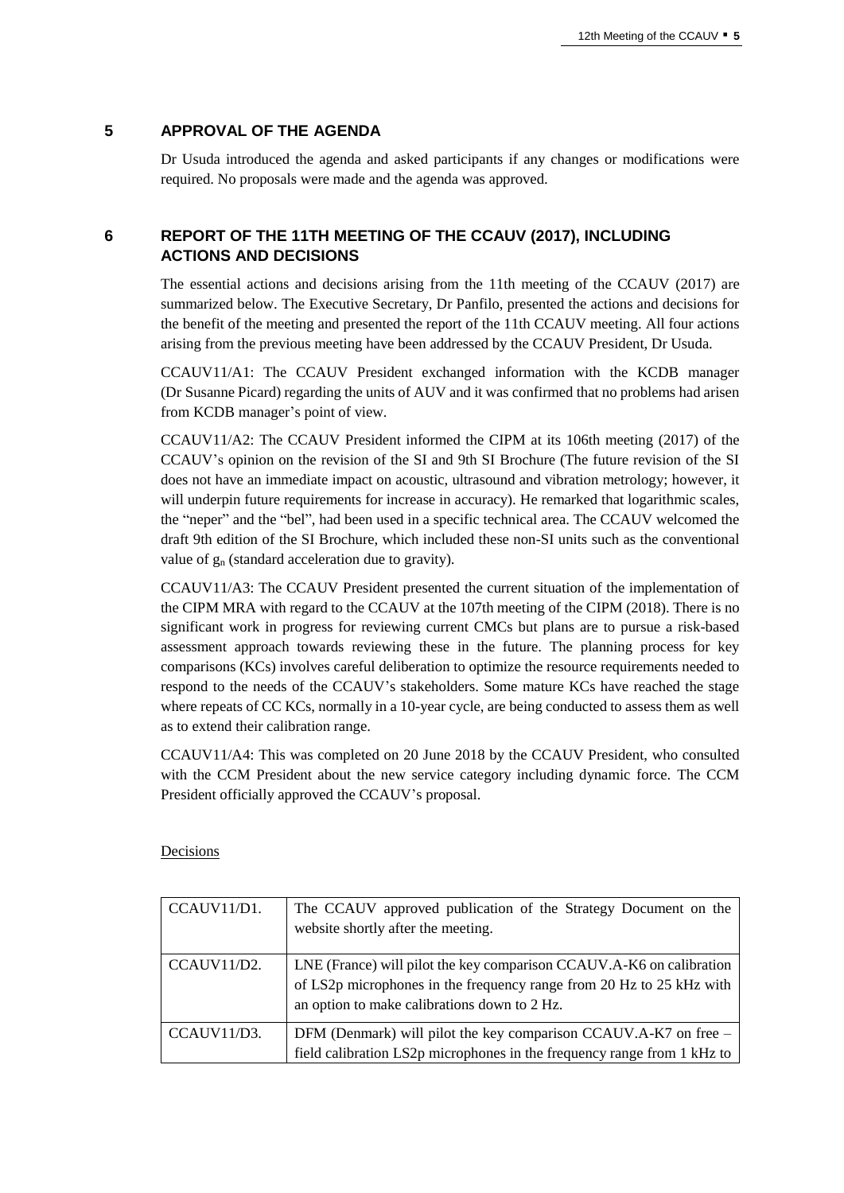## 5 APPROVAL OF THE AGENDA

Dr Usuda introduced the agenda and asked participants if any changes or modifications were required. No proposals were made and the agenda was approved.

## 6 REPORT OF THE 11TH MEETING OF THE CCAUV (2017), INCLUDING ACTIONS AND DECISIONS

The essential actions and decisions arising from the 11th meeting of the CCAUV (2017) are summarized below. The Executive Secretary, Dr Panfilo, presented the actions and decisions for the benefit of the meeting and presented the report of the 11th CCAUV meeting. All four actions arising from the previous meeting have been addressed by the CCAUV President, Dr Usuda.

CCAUV11/A1: The CCAUV President exchanged information with the KCDB manager (Dr Susanne Picard) regarding the units of AUV and it was confirmed that no problems had arisen from KCDB manager's point of view.

CCAUV11/A2: The CCAUV President informed the CIPM at its 106th meeting (2017) of the CCAUV's opinion on the revision of the SI and 9th SI Brochure (The future revision of the SI does not have an immediate impact on acoustic, ultrasound and vibration metrology; however, it will underpin future requirements for increase in accuracy). He remarked that logarithmic scales, the "neper" and the "bel", had been used in a specific technical area. The CCAUV welcomed the draft 9th edition of the SI Brochure, which included these non-SI units such as the conventional value of $g_n$ (standard acceleration due to gravity).

CCAUV11/A3: The CCAUV President presented the current situation of the implementation of the CIPM MRA with regard to the CCAUV at the 107th meeting of the CIPM (2018). There is no significant work in progress for reviewing current CMCs but plans are to pursue a risk-based assessment approach towards reviewing these in the future. The planning process for key comparisons (KCs) involves careful deliberation to optimize the resource requirements needed to respond to the needs of the CCAUV's stakeholders. Some mature KCs have reached the stage where repeats of CC KCs, normally in a 10-year cycle, are being conducted to assess them as well as to extend their calibration range.

CCAUV11/A4: This was completed on 20 June 2018 by the CCAUV President, who consulted with the CCM President about the new service category including dynamic force. The CCM President officially approved the CCAUV's proposal.

Decisions

| | |
|---|---|
| CCAUV11/D1. | The CCAUV approved publication of the Strategy Document on the website shortly after the meeting. |
| CCAUV11/D2. | LNE (France) will pilot the key comparison CCAUV.A-K6 on calibration of LS2p microphones in the frequency range from 20 Hz to 25 kHz with an option to make calibrations down to 2 Hz. |
| CCAUV11/D3. | DFM (Denmark) will pilot the key comparison CCAUV.A-K7 on free – field calibration LS2p microphones in the frequency range from 1 kHz to |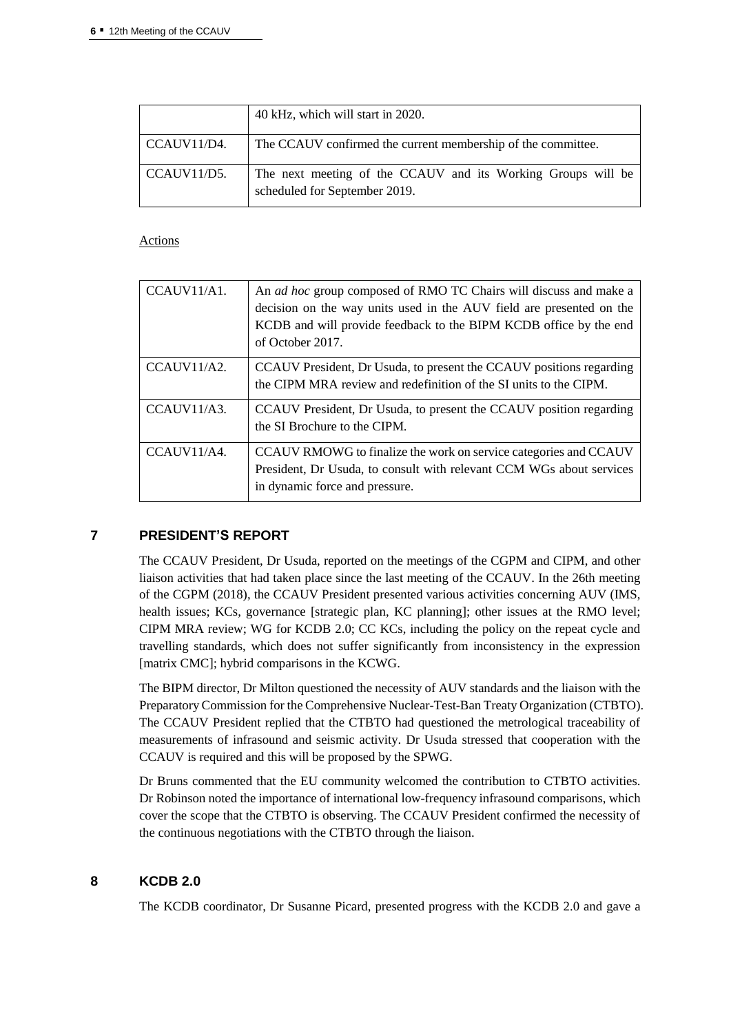|  | 40 kHz, which will start in 2020. |
| --- | --- |
| CCAUV11/D4. | The CCAUV confirmed the current membership of the committee. |
| CCAUV11/D5. | The next meeting of the CCAUV and its Working Groups will be scheduled for September 2019. |

Actions

| CCAUV11/A1. | An *ad hoc* group composed of RMO TC Chairs will discuss and make a decision on the way units used in the AUV field are presented on the KCDB and will provide feedback to the BIPM KCDB office by the end of October 2017. |
| --- | --- |
| CCAUV11/A2. | CCAUV President, Dr Usuda, to present the CCAUV positions regarding the CIPM MRA review and redefinition of the SI units to the CIPM. |
| CCAUV11/A3. | CCAUV President, Dr Usuda, to present the CCAUV position regarding the SI Brochure to the CIPM. |
| CCAUV11/A4. | CCAUV RMOWG to finalize the work on service categories and CCAUV President, Dr Usuda, to consult with relevant CCM WGs about services in dynamic force and pressure. |

## 7 PRESIDENT'S REPORT

The CCAUV President, Dr Usuda, reported on the meetings of the CGPM and CIPM, and other liaison activities that had taken place since the last meeting of the CCAUV. In the 26th meeting of the CGPM (2018), the CCAUV President presented various activities concerning AUV (IMS, health issues; KCs, governance [strategic plan, KC planning]; other issues at the RMO level; CIPM MRA review; WG for KCDB 2.0; CC KCs, including the policy on the repeat cycle and travelling standards, which does not suffer significantly from inconsistency in the expression [matrix CMC]; hybrid comparisons in the KCWG.

The BIPM director, Dr Milton questioned the necessity of AUV standards and the liaison with the Preparatory Commission for the Comprehensive Nuclear-Test-Ban Treaty Organization (CTBTO). The CCAUV President replied that the CTBTO had questioned the metrological traceability of measurements of infrasound and seismic activity. Dr Usuda stressed that cooperation with the CCAUV is required and this will be proposed by the SPWG.

Dr Bruns commented that the EU community welcomed the contribution to CTBTO activities. Dr Robinson noted the importance of international low-frequency infrasound comparisons, which cover the scope that the CTBTO is observing. The CCAUV President confirmed the necessity of the continuous negotiations with the CTBTO through the liaison.

## 8 KCDB 2.0

The KCDB coordinator, Dr Susanne Picard, presented progress with the KCDB 2.0 and gave a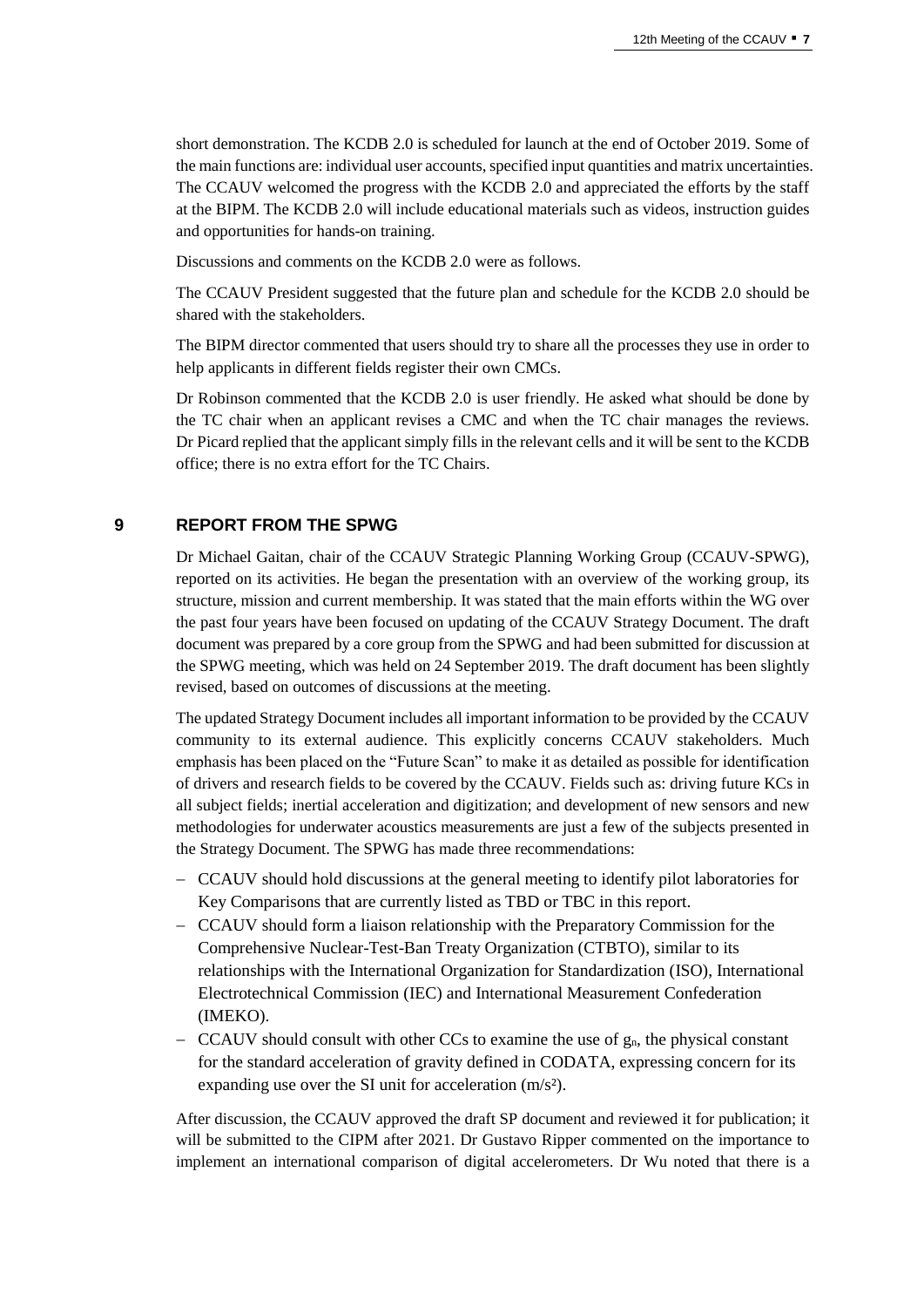short demonstration. The KCDB 2.0 is scheduled for launch at the end of October 2019. Some of the main functions are: individual user accounts, specified input quantities and matrix uncertainties. The CCAUV welcomed the progress with the KCDB 2.0 and appreciated the efforts by the staff at the BIPM. The KCDB 2.0 will include educational materials such as videos, instruction guides and opportunities for hands-on training.

Discussions and comments on the KCDB 2.0 were as follows.

The CCAUV President suggested that the future plan and schedule for the KCDB 2.0 should be shared with the stakeholders.

The BIPM director commented that users should try to share all the processes they use in order to help applicants in different fields register their own CMCs.

Dr Robinson commented that the KCDB 2.0 is user friendly. He asked what should be done by the TC chair when an applicant revises a CMC and when the TC chair manages the reviews. Dr Picard replied that the applicant simply fills in the relevant cells and it will be sent to the KCDB office; there is no extra effort for the TC Chairs.

## 9 REPORT FROM THE SPWG

Dr Michael Gaitan, chair of the CCAUV Strategic Planning Working Group (CCAUV-SPWG), reported on its activities. He began the presentation with an overview of the working group, its structure, mission and current membership. It was stated that the main efforts within the WG over the past four years have been focused on updating of the CCAUV Strategy Document. The draft document was prepared by a core group from the SPWG and had been submitted for discussion at the SPWG meeting, which was held on 24 September 2019. The draft document has been slightly revised, based on outcomes of discussions at the meeting.

The updated Strategy Document includes all important information to be provided by the CCAUV community to its external audience. This explicitly concerns CCAUV stakeholders. Much emphasis has been placed on the "Future Scan" to make it as detailed as possible for identification of drivers and research fields to be covered by the CCAUV. Fields such as: driving future KCs in all subject fields; inertial acceleration and digitization; and development of new sensors and new methodologies for underwater acoustics measurements are just a few of the subjects presented in the Strategy Document. The SPWG has made three recommendations:

- CCAUV should hold discussions at the general meeting to identify pilot laboratories for Key Comparisons that are currently listed as TBD or TBC in this report.
- CCAUV should form a liaison relationship with the Preparatory Commission for the Comprehensive Nuclear-Test-Ban Treaty Organization (CTBTO), similar to its relationships with the International Organization for Standardization (ISO), International Electrotechnical Commission (IEC) and International Measurement Confederation (IMEKO).
- CCAUV should consult with other CCs to examine the use of $g_n$, the physical constant for the standard acceleration of gravity defined in CODATA, expressing concern for its expanding use over the SI unit for acceleration ($m/s^2$).

After discussion, the CCAUV approved the draft SP document and reviewed it for publication; it will be submitted to the CIPM after 2021. Dr Gustavo Ripper commented on the importance to implement an international comparison of digital accelerometers. Dr Wu noted that there is a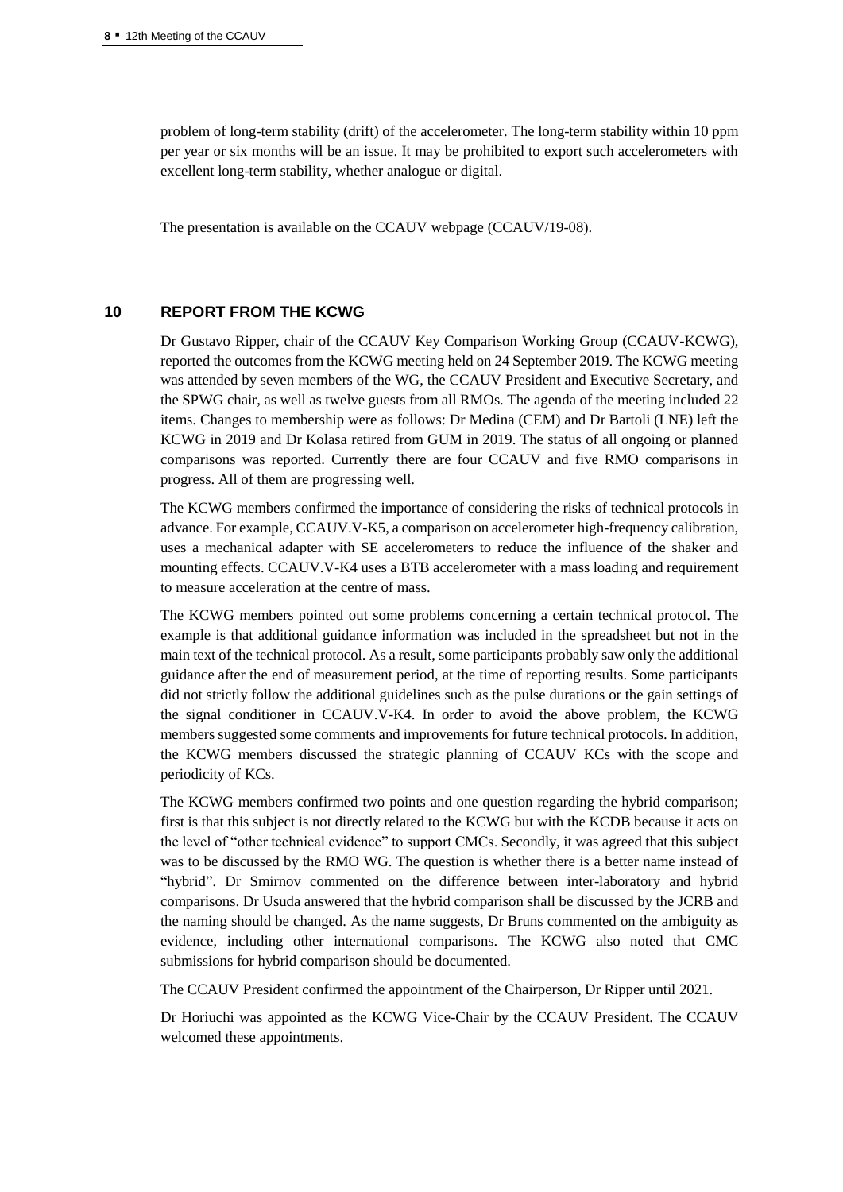problem of long-term stability (drift) of the accelerometer. The long-term stability within 10 ppm per year or six months will be an issue. It may be prohibited to export such accelerometers with excellent long-term stability, whether analogue or digital.

The presentation is available on the CCAUV webpage (CCAUV/19-08).

## 10 REPORT FROM THE KCWG

Dr Gustavo Ripper, chair of the CCAUV Key Comparison Working Group (CCAUV-KCWG), reported the outcomes from the KCWG meeting held on 24 September 2019. The KCWG meeting was attended by seven members of the WG, the CCAUV President and Executive Secretary, and the SPWG chair, as well as twelve guests from all RMOs. The agenda of the meeting included 22 items. Changes to membership were as follows: Dr Medina (CEM) and Dr Bartoli (LNE) left the KCWG in 2019 and Dr Kolasa retired from GUM in 2019. The status of all ongoing or planned comparisons was reported. Currently there are four CCAUV and five RMO comparisons in progress. All of them are progressing well.

The KCWG members confirmed the importance of considering the risks of technical protocols in advance. For example, CCAUV.V-K5, a comparison on accelerometer high-frequency calibration, uses a mechanical adapter with SE accelerometers to reduce the influence of the shaker and mounting effects. CCAUV.V-K4 uses a BTB accelerometer with a mass loading and requirement to measure acceleration at the centre of mass.

The KCWG members pointed out some problems concerning a certain technical protocol. The example is that additional guidance information was included in the spreadsheet but not in the main text of the technical protocol. As a result, some participants probably saw only the additional guidance after the end of measurement period, at the time of reporting results. Some participants did not strictly follow the additional guidelines such as the pulse durations or the gain settings of the signal conditioner in CCAUV.V-K4. In order to avoid the above problem, the KCWG members suggested some comments and improvements for future technical protocols. In addition, the KCWG members discussed the strategic planning of CCAUV KCs with the scope and periodicity of KCs.

The KCWG members confirmed two points and one question regarding the hybrid comparison; first is that this subject is not directly related to the KCWG but with the KCDB because it acts on the level of "other technical evidence" to support CMCs. Secondly, it was agreed that this subject was to be discussed by the RMO WG. The question is whether there is a better name instead of "hybrid". Dr Smirnov commented on the difference between inter-laboratory and hybrid comparisons. Dr Usuda answered that the hybrid comparison shall be discussed by the JCRB and the naming should be changed. As the name suggests, Dr Bruns commented on the ambiguity as evidence, including other international comparisons. The KCWG also noted that CMC submissions for hybrid comparison should be documented.

The CCAUV President confirmed the appointment of the Chairperson, Dr Ripper until 2021.

Dr Horiuchi was appointed as the KCWG Vice-Chair by the CCAUV President. The CCAUV welcomed these appointments.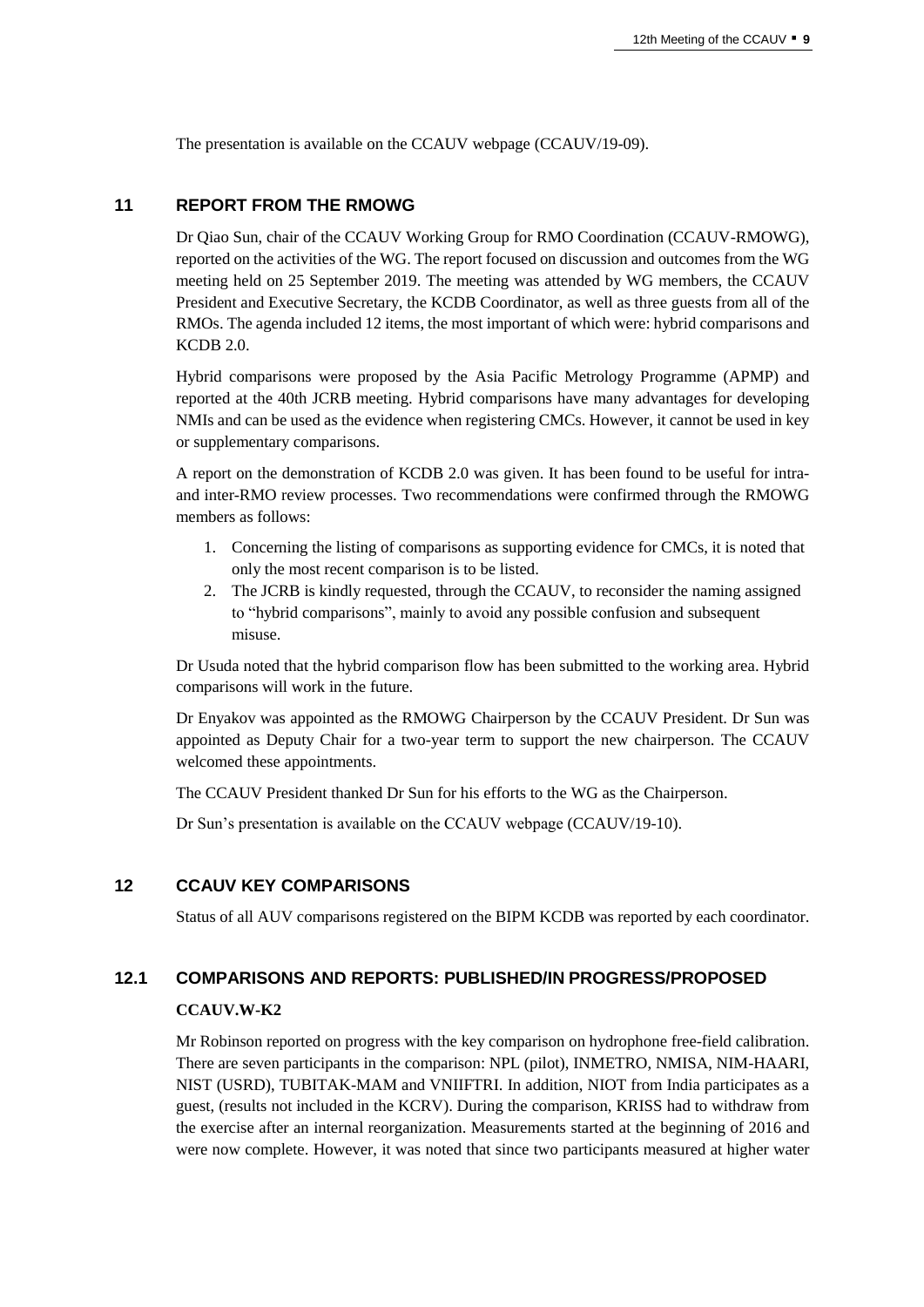The presentation is available on the CCAUV webpage (CCAUV/19-09).

## 11 REPORT FROM THE RMOWG

Dr Qiao Sun, chair of the CCAUV Working Group for RMO Coordination (CCAUV-RMOWG), reported on the activities of the WG. The report focused on discussion and outcomes from the WG meeting held on 25 September 2019. The meeting was attended by WG members, the CCAUV President and Executive Secretary, the KCDB Coordinator, as well as three guests from all of the RMOs. The agenda included 12 items, the most important of which were: hybrid comparisons and KCDB 2.0.

Hybrid comparisons were proposed by the Asia Pacific Metrology Programme (APMP) and reported at the 40th JCRB meeting. Hybrid comparisons have many advantages for developing NMIs and can be used as the evidence when registering CMCs. However, it cannot be used in key or supplementary comparisons.

A report on the demonstration of KCDB 2.0 was given. It has been found to be useful for intra- and inter-RMO review processes. Two recommendations were confirmed through the RMOWG members as follows:

1. Concerning the listing of comparisons as supporting evidence for CMCs, it is noted that only the most recent comparison is to be listed.
2. The JCRB is kindly requested, through the CCAUV, to reconsider the naming assigned to "hybrid comparisons", mainly to avoid any possible confusion and subsequent misuse.

Dr Usuda noted that the hybrid comparison flow has been submitted to the working area. Hybrid comparisons will work in the future.

Dr Enyakov was appointed as the RMOWG Chairperson by the CCAUV President. Dr Sun was appointed as Deputy Chair for a two-year term to support the new chairperson. The CCAUV welcomed these appointments.

The CCAUV President thanked Dr Sun for his efforts to the WG as the Chairperson.

Dr Sun's presentation is available on the CCAUV webpage (CCAUV/19-10).

## 12 CCAUV KEY COMPARISONS

Status of all AUV comparisons registered on the BIPM KCDB was reported by each coordinator.

### 12.1 COMPARISONS AND REPORTS: PUBLISHED/IN PROGRESS/PROPOSED

**CCAUV.W-K2**

Mr Robinson reported on progress with the key comparison on hydrophone free-field calibration. There are seven participants in the comparison: NPL (pilot), INMETRO, NMISA, NIM-HAARI, NIST (USRD), TUBITAK-MAM and VNIIFTRI. In addition, NIOT from India participates as a guest, (results not included in the KCRV). During the comparison, KRISS had to withdraw from the exercise after an internal reorganization. Measurements started at the beginning of 2016 and were now complete. However, it was noted that since two participants measured at higher water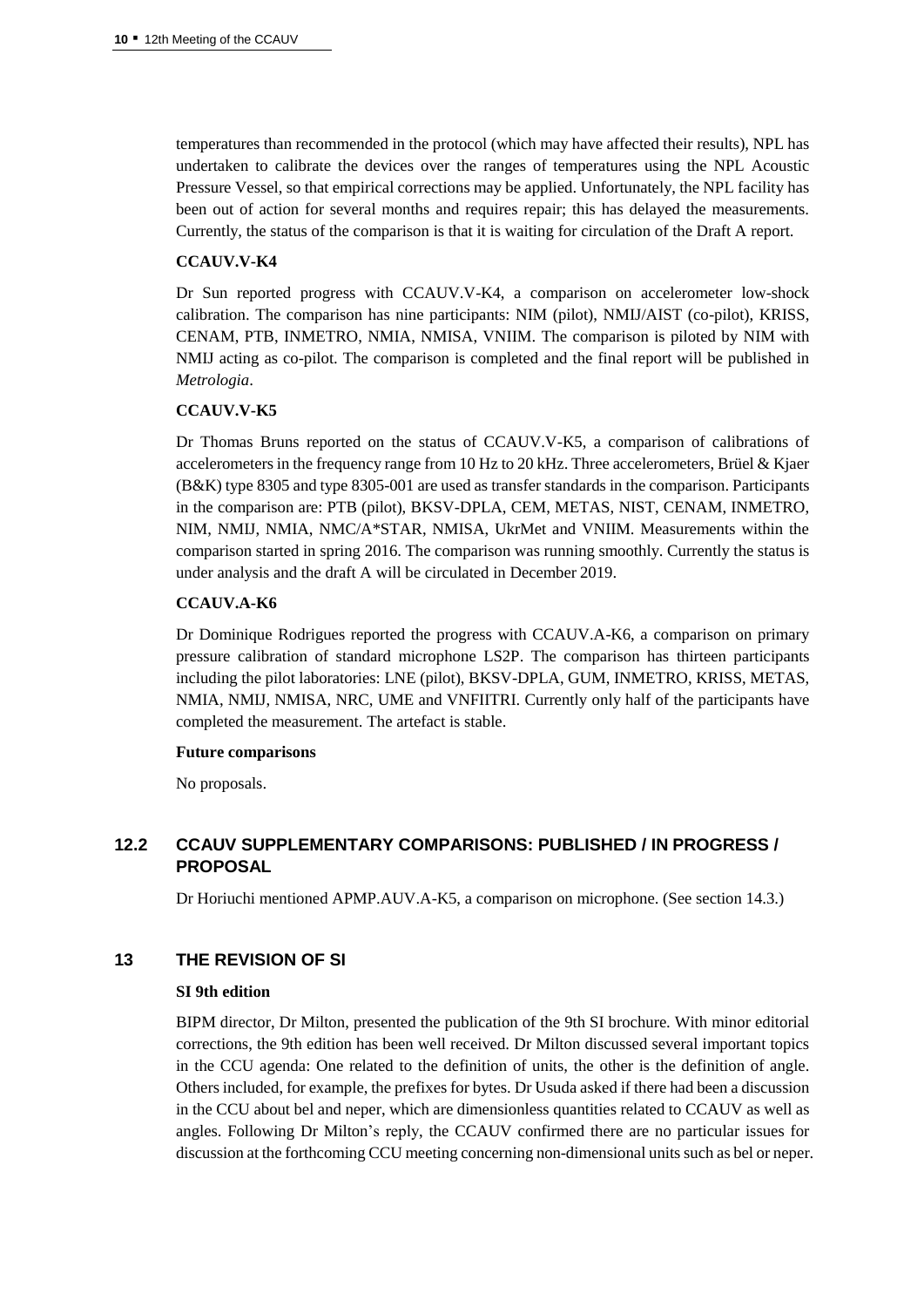temperatures than recommended in the protocol (which may have affected their results), NPL has undertaken to calibrate the devices over the ranges of temperatures using the NPL Acoustic Pressure Vessel, so that empirical corrections may be applied. Unfortunately, the NPL facility has been out of action for several months and requires repair; this has delayed the measurements. Currently, the status of the comparison is that it is waiting for circulation of the Draft A report.

**CCAUV.V-K4**

Dr Sun reported progress with CCAUV.V-K4, a comparison on accelerometer low-shock calibration. The comparison has nine participants: NIM (pilot), NMIJ/AIST (co-pilot), KRISS, CENAM, PTB, INMETRO, NMIA, NMISA, VNIIM. The comparison is piloted by NIM with NMIJ acting as co-pilot. The comparison is completed and the final report will be published in *Metrologia*.

**CCAUV.V-K5**

Dr Thomas Bruns reported on the status of CCAUV.V-K5, a comparison of calibrations of accelerometers in the frequency range from 10 Hz to 20 kHz. Three accelerometers, Brüel & Kjaer (B&K) type 8305 and type 8305-001 are used as transfer standards in the comparison. Participants in the comparison are: PTB (pilot), BKSV-DPLA, CEM, METAS, NIST, CENAM, INMETRO, NIM, NMIJ, NMIA, NMC/A*STAR, NMISA, UkrMet and VNIIM. Measurements within the comparison started in spring 2016. The comparison was running smoothly. Currently the status is under analysis and the draft A will be circulated in December 2019.

**CCAUV.A-K6**

Dr Dominique Rodrigues reported the progress with CCAUV.A-K6, a comparison on primary pressure calibration of standard microphone LS2P. The comparison has thirteen participants including the pilot laboratories: LNE (pilot), BKSV-DPLA, GUM, INMETRO, KRISS, METAS, NMIA, NMIJ, NMISA, NRC, UME and VNFIITRI. Currently only half of the participants have completed the measurement. The artefact is stable.

**Future comparisons**

No proposals.

## 12.2 CCAUV SUPPLEMENTARY COMPARISONS: PUBLISHED / IN PROGRESS / PROPOSAL

Dr Horiuchi mentioned APMP.AUV.A-K5, a comparison on microphone. (See section 14.3.)

# 13 THE REVISION OF SI

**SI 9th edition**

BIPM director, Dr Milton, presented the publication of the 9th SI brochure. With minor editorial corrections, the 9th edition has been well received. Dr Milton discussed several important topics in the CCU agenda: One related to the definition of units, the other is the definition of angle. Others included, for example, the prefixes for bytes. Dr Usuda asked if there had been a discussion in the CCU about bel and neper, which are dimensionless quantities related to CCAUV as well as angles. Following Dr Milton's reply, the CCAUV confirmed there are no particular issues for discussion at the forthcoming CCU meeting concerning non-dimensional units such as bel or neper.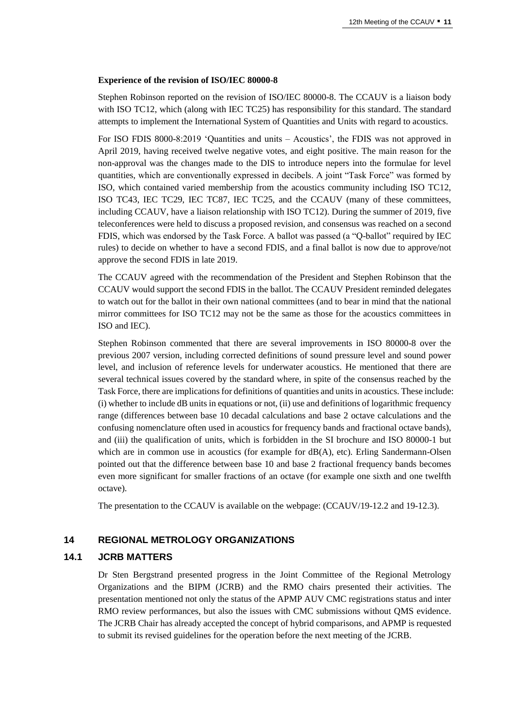**Experience of the revision of ISO/IEC 80000-8**

Stephen Robinson reported on the revision of ISO/IEC 80000-8. The CCAUV is a liaison body with ISO TC12, which (along with IEC TC25) has responsibility for this standard. The standard attempts to implement the International System of Quantities and Units with regard to acoustics.

For ISO FDIS 8000-8:2019 'Quantities and units – Acoustics', the FDIS was not approved in April 2019, having received twelve negative votes, and eight positive. The main reason for the non-approval was the changes made to the DIS to introduce nepers into the formulae for level quantities, which are conventionally expressed in decibels. A joint "Task Force" was formed by ISO, which contained varied membership from the acoustics community including ISO TC12, ISO TC43, IEC TC29, IEC TC87, IEC TC25, and the CCAUV (many of these committees, including CCAUV, have a liaison relationship with ISO TC12). During the summer of 2019, five teleconferences were held to discuss a proposed revision, and consensus was reached on a second FDIS, which was endorsed by the Task Force. A ballot was passed (a "Q-ballot" required by IEC rules) to decide on whether to have a second FDIS, and a final ballot is now due to approve/not approve the second FDIS in late 2019.

The CCAUV agreed with the recommendation of the President and Stephen Robinson that the CCAUV would support the second FDIS in the ballot. The CCAUV President reminded delegates to watch out for the ballot in their own national committees (and to bear in mind that the national mirror committees for ISO TC12 may not be the same as those for the acoustics committees in ISO and IEC).

Stephen Robinson commented that there are several improvements in ISO 80000-8 over the previous 2007 version, including corrected definitions of sound pressure level and sound power level, and inclusion of reference levels for underwater acoustics. He mentioned that there are several technical issues covered by the standard where, in spite of the consensus reached by the Task Force, there are implications for definitions of quantities and units in acoustics. These include: (i) whether to include dB units in equations or not, (ii) use and definitions of logarithmic frequency range (differences between base 10 decadal calculations and base 2 octave calculations and the confusing nomenclature often used in acoustics for frequency bands and fractional octave bands), and (iii) the qualification of units, which is forbidden in the SI brochure and ISO 80000-1 but which are in common use in acoustics (for example for dB(A), etc). Erling Sandermann-Olsen pointed out that the difference between base 10 and base 2 fractional frequency bands becomes even more significant for smaller fractions of an octave (for example one sixth and one twelfth octave).

The presentation to the CCAUV is available on the webpage: (CCAUV/19-12.2 and 19-12.3).

## 14 REGIONAL METROLOGY ORGANIZATIONS

### 14.1 JCRB MATTERS

Dr Sten Bergstrand presented progress in the Joint Committee of the Regional Metrology Organizations and the BIPM (JCRB) and the RMO chairs presented their activities. The presentation mentioned not only the status of the APMP AUV CMC registrations status and inter RMO review performances, but also the issues with CMC submissions without QMS evidence. The JCRB Chair has already accepted the concept of hybrid comparisons, and APMP is requested to submit its revised guidelines for the operation before the next meeting of the JCRB.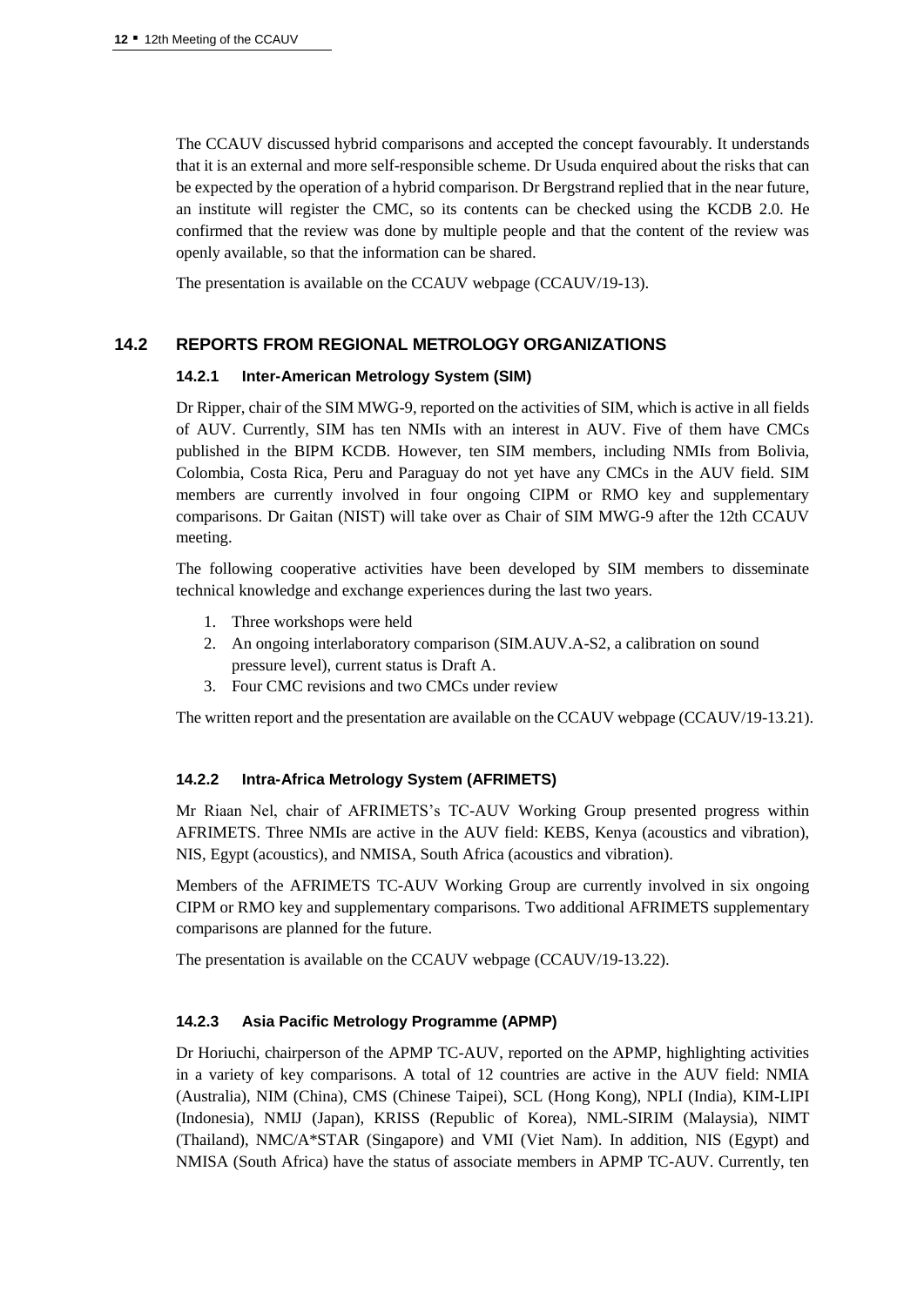The CCAUV discussed hybrid comparisons and accepted the concept favourably. It understands that it is an external and more self-responsible scheme. Dr Usuda enquired about the risks that can be expected by the operation of a hybrid comparison. Dr Bergstrand replied that in the near future, an institute will register the CMC, so its contents can be checked using the KCDB 2.0. He confirmed that the review was done by multiple people and that the content of the review was openly available, so that the information can be shared.

The presentation is available on the CCAUV webpage (CCAUV/19-13).

## 14.2 REPORTS FROM REGIONAL METROLOGY ORGANIZATIONS

### 14.2.1 Inter-American Metrology System (SIM)

Dr Ripper, chair of the SIM MWG-9, reported on the activities of SIM, which is active in all fields of AUV. Currently, SIM has ten NMIs with an interest in AUV. Five of them have CMCs published in the BIPM KCDB. However, ten SIM members, including NMIs from Bolivia, Colombia, Costa Rica, Peru and Paraguay do not yet have any CMCs in the AUV field. SIM members are currently involved in four ongoing CIPM or RMO key and supplementary comparisons. Dr Gaitan (NIST) will take over as Chair of SIM MWG-9 after the 12th CCAUV meeting.

The following cooperative activities have been developed by SIM members to disseminate technical knowledge and exchange experiences during the last two years.

1. Three workshops were held
2. An ongoing interlaboratory comparison (SIM.AUV.A-S2, a calibration on sound pressure level), current status is Draft A.
3. Four CMC revisions and two CMCs under review

The written report and the presentation are available on the CCAUV webpage (CCAUV/19-13.21).

### 14.2.2 Intra-Africa Metrology System (AFRIMETS)

Mr Riaan Nel, chair of AFRIMETS's TC-AUV Working Group presented progress within AFRIMETS. Three NMIs are active in the AUV field: KEBS, Kenya (acoustics and vibration), NIS, Egypt (acoustics), and NMISA, South Africa (acoustics and vibration).

Members of the AFRIMETS TC-AUV Working Group are currently involved in six ongoing CIPM or RMO key and supplementary comparisons. Two additional AFRIMETS supplementary comparisons are planned for the future.

The presentation is available on the CCAUV webpage (CCAUV/19-13.22).

### 14.2.3 Asia Pacific Metrology Programme (APMP)

Dr Horiuchi, chairperson of the APMP TC-AUV, reported on the APMP, highlighting activities in a variety of key comparisons. A total of 12 countries are active in the AUV field: NMIA (Australia), NIM (China), CMS (Chinese Taipei), SCL (Hong Kong), NPLI (India), KIM-LIPI (Indonesia), NMIJ (Japan), KRISS (Republic of Korea), NML-SIRIM (Malaysia), NIMT (Thailand), NMC/A*STAR (Singapore) and VMI (Viet Nam). In addition, NIS (Egypt) and NMISA (South Africa) have the status of associate members in APMP TC-AUV. Currently, ten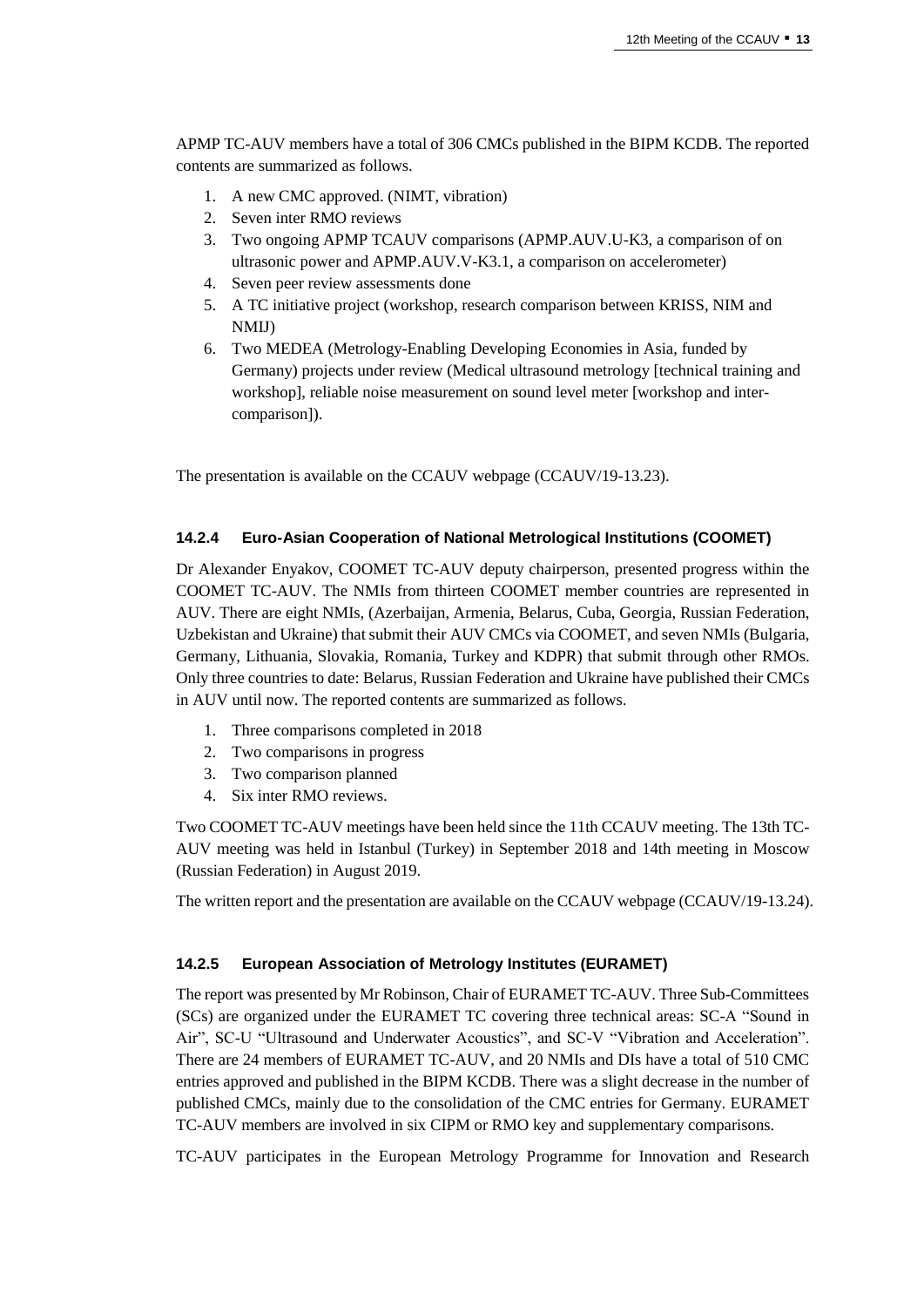APMP TC-AUV members have a total of 306 CMCs published in the BIPM KCDB. The reported contents are summarized as follows.

1. A new CMC approved. (NIMT, vibration)
2. Seven inter RMO reviews
3. Two ongoing APMP TCAUV comparisons (APMP.AUV.U-K3, a comparison of on ultrasonic power and APMP.AUV.V-K3.1, a comparison on accelerometer)
4. Seven peer review assessments done
5. A TC initiative project (workshop, research comparison between KRISS, NIM and NMIJ)
6. Two MEDEA (Metrology-Enabling Developing Economies in Asia, funded by Germany) projects under review (Medical ultrasound metrology [technical training and workshop], reliable noise measurement on sound level meter [workshop and inter-comparison]).

The presentation is available on the CCAUV webpage (CCAUV/19-13.23).

#### 14.2.4 Euro-Asian Cooperation of National Metrological Institutions (COOMET)

Dr Alexander Enyakov, COOMET TC-AUV deputy chairperson, presented progress within the COOMET TC-AUV. The NMIs from thirteen COOMET member countries are represented in AUV. There are eight NMIs, (Azerbaijan, Armenia, Belarus, Cuba, Georgia, Russian Federation, Uzbekistan and Ukraine) that submit their AUV CMCs via COOMET, and seven NMIs (Bulgaria, Germany, Lithuania, Slovakia, Romania, Turkey and KDPR) that submit through other RMOs. Only three countries to date: Belarus, Russian Federation and Ukraine have published their CMCs in AUV until now. The reported contents are summarized as follows.

1. Three comparisons completed in 2018
2. Two comparisons in progress
3. Two comparison planned
4. Six inter RMO reviews.

Two COOMET TC-AUV meetings have been held since the 11th CCAUV meeting. The 13th TC-AUV meeting was held in Istanbul (Turkey) in September 2018 and 14th meeting in Moscow (Russian Federation) in August 2019.

The written report and the presentation are available on the CCAUV webpage (CCAUV/19-13.24).

#### 14.2.5 European Association of Metrology Institutes (EURAMET)

The report was presented by Mr Robinson, Chair of EURAMET TC-AUV. Three Sub-Committees (SCs) are organized under the EURAMET TC covering three technical areas: SC-A "Sound in Air", SC-U "Ultrasound and Underwater Acoustics", and SC-V "Vibration and Acceleration". There are 24 members of EURAMET TC-AUV, and 20 NMIs and DIs have a total of 510 CMC entries approved and published in the BIPM KCDB. There was a slight decrease in the number of published CMCs, mainly due to the consolidation of the CMC entries for Germany. EURAMET TC-AUV members are involved in six CIPM or RMO key and supplementary comparisons.

TC-AUV participates in the European Metrology Programme for Innovation and Research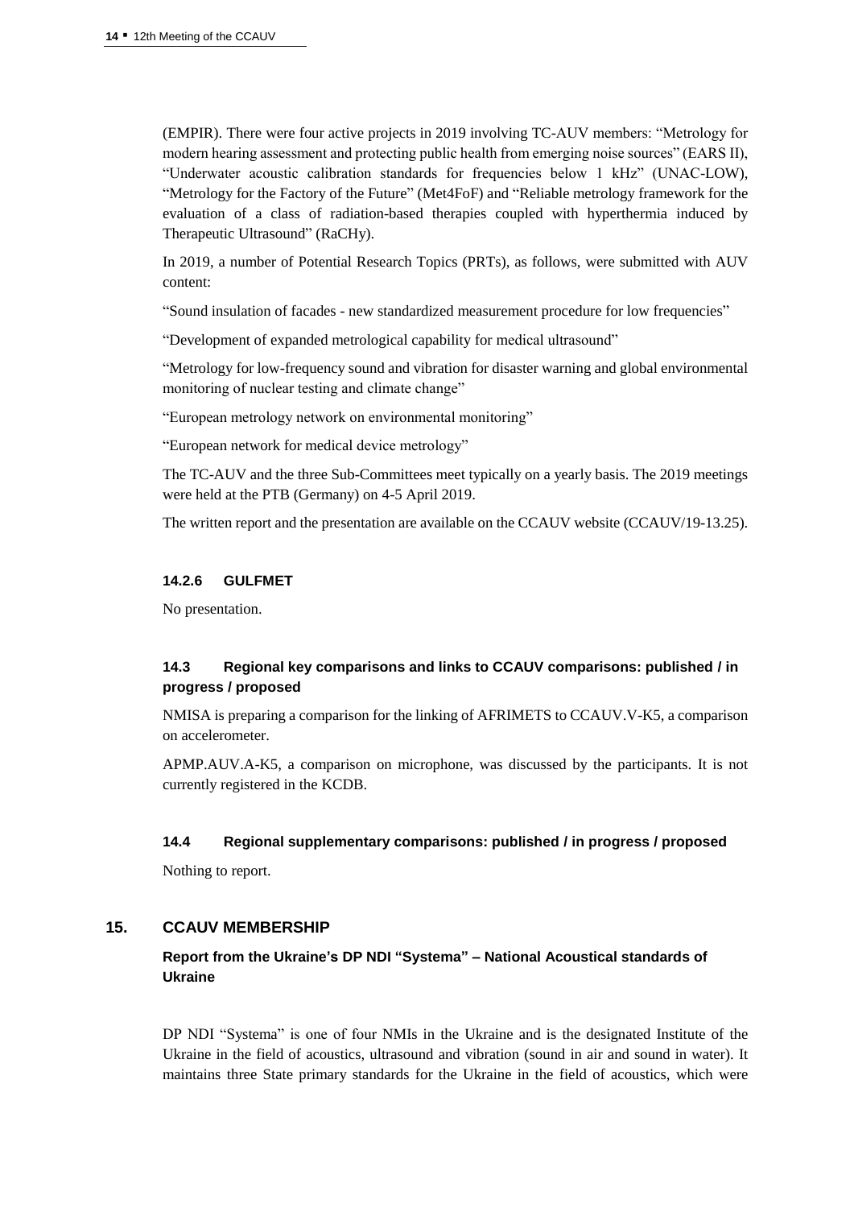(EMPIR). There were four active projects in 2019 involving TC-AUV members: "Metrology for modern hearing assessment and protecting public health from emerging noise sources" (EARS II), "Underwater acoustic calibration standards for frequencies below 1 kHz" (UNAC-LOW), "Metrology for the Factory of the Future" (Met4FoF) and "Reliable metrology framework for the evaluation of a class of radiation-based therapies coupled with hyperthermia induced by Therapeutic Ultrasound" (RaCHy).

In 2019, a number of Potential Research Topics (PRTs), as follows, were submitted with AUV content:

"Sound insulation of facades - new standardized measurement procedure for low frequencies"

"Development of expanded metrological capability for medical ultrasound"

"Metrology for low-frequency sound and vibration for disaster warning and global environmental monitoring of nuclear testing and climate change"

"European metrology network on environmental monitoring"

"European network for medical device metrology"

The TC-AUV and the three Sub-Committees meet typically on a yearly basis. The 2019 meetings were held at the PTB (Germany) on 4-5 April 2019.

The written report and the presentation are available on the CCAUV website (CCAUV/19-13.25).

#### 14.2.6 GULFMET

No presentation.

### 14.3 Regional key comparisons and links to CCAUV comparisons: published / in progress / proposed

NMISA is preparing a comparison for the linking of AFRIMETS to CCAUV.V-K5, a comparison on accelerometer.

APMP.AUV.A-K5, a comparison on microphone, was discussed by the participants. It is not currently registered in the KCDB.

### 14.4 Regional supplementary comparisons: published / in progress / proposed

Nothing to report.

## 15. CCAUV MEMBERSHIP

### Report from the Ukraine's DP NDI "Systema" – National Acoustical standards of Ukraine

DP NDI "Systema" is one of four NMIs in the Ukraine and is the designated Institute of the Ukraine in the field of acoustics, ultrasound and vibration (sound in air and sound in water). It maintains three State primary standards for the Ukraine in the field of acoustics, which were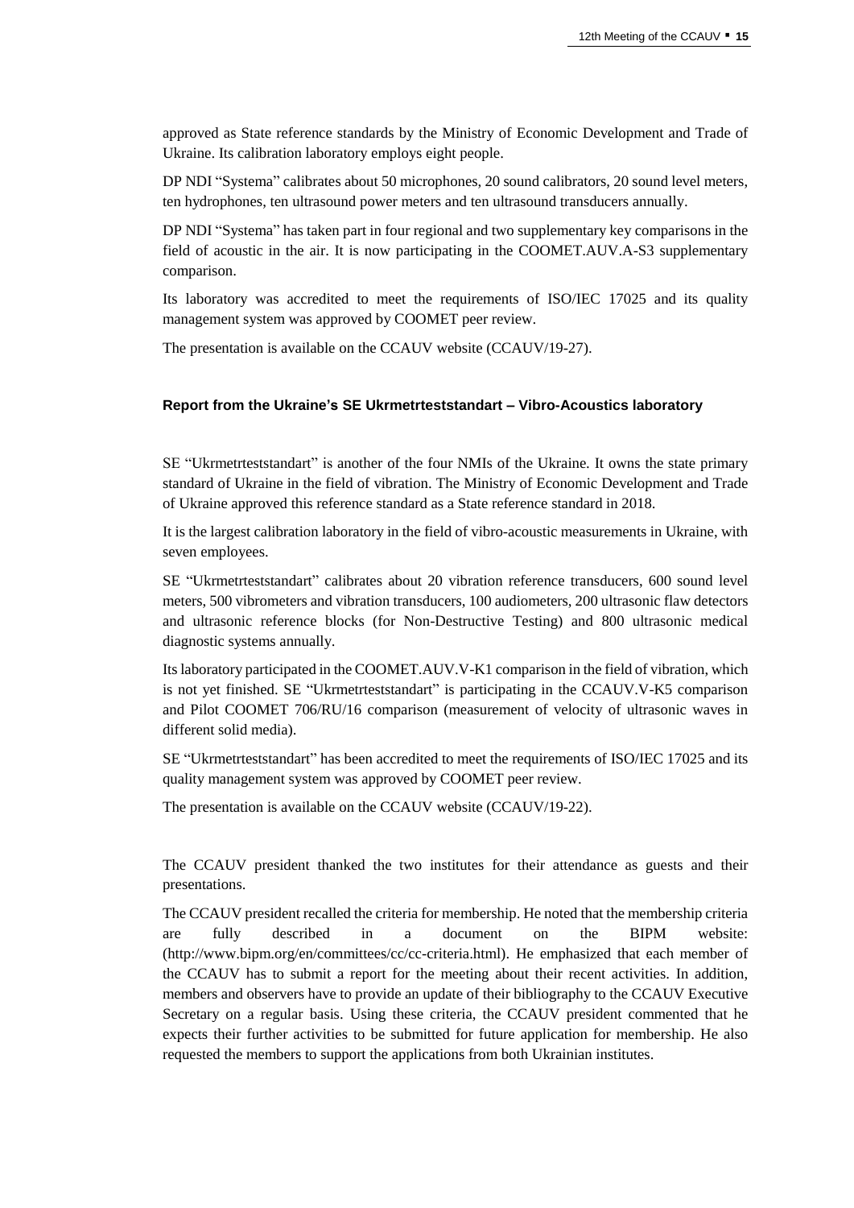approved as State reference standards by the Ministry of Economic Development and Trade of Ukraine. Its calibration laboratory employs eight people.

DP NDI "Systema" calibrates about 50 microphones, 20 sound calibrators, 20 sound level meters, ten hydrophones, ten ultrasound power meters and ten ultrasound transducers annually.

DP NDI "Systema" has taken part in four regional and two supplementary key comparisons in the field of acoustic in the air. It is now participating in the COOMET.AUV.A-S3 supplementary comparison.

Its laboratory was accredited to meet the requirements of ISO/IEC 17025 and its quality management system was approved by COOMET peer review.

The presentation is available on the CCAUV website (CCAUV/19-27).

#### Report from the Ukraine's SE Ukrmetrteststandart – Vibro-Acoustics laboratory

SE "Ukrmetrteststandart" is another of the four NMIs of the Ukraine. It owns the state primary standard of Ukraine in the field of vibration. The Ministry of Economic Development and Trade of Ukraine approved this reference standard as a State reference standard in 2018.

It is the largest calibration laboratory in the field of vibro-acoustic measurements in Ukraine, with seven employees.

SE "Ukrmetrteststandart" calibrates about 20 vibration reference transducers, 600 sound level meters, 500 vibrometers and vibration transducers, 100 audiometers, 200 ultrasonic flaw detectors and ultrasonic reference blocks (for Non-Destructive Testing) and 800 ultrasonic medical diagnostic systems annually.

Its laboratory participated in the COOMET.AUV.V-K1 comparison in the field of vibration, which is not yet finished. SE "Ukrmetrteststandart" is participating in the CCAUV.V-K5 comparison and Pilot COOMET 706/RU/16 comparison (measurement of velocity of ultrasonic waves in different solid media).

SE "Ukrmetrteststandart" has been accredited to meet the requirements of ISO/IEC 17025 and its quality management system was approved by COOMET peer review.

The presentation is available on the CCAUV website (CCAUV/19-22).

The CCAUV president thanked the two institutes for their attendance as guests and their presentations.

The CCAUV president recalled the criteria for membership. He noted that the membership criteria are fully described in a document on the BIPM website: (http://www.bipm.org/en/committees/cc/cc-criteria.html). He emphasized that each member of the CCAUV has to submit a report for the meeting about their recent activities. In addition, members and observers have to provide an update of their bibliography to the CCAUV Executive Secretary on a regular basis. Using these criteria, the CCAUV president commented that he expects their further activities to be submitted for future application for membership. He also requested the members to support the applications from both Ukrainian institutes.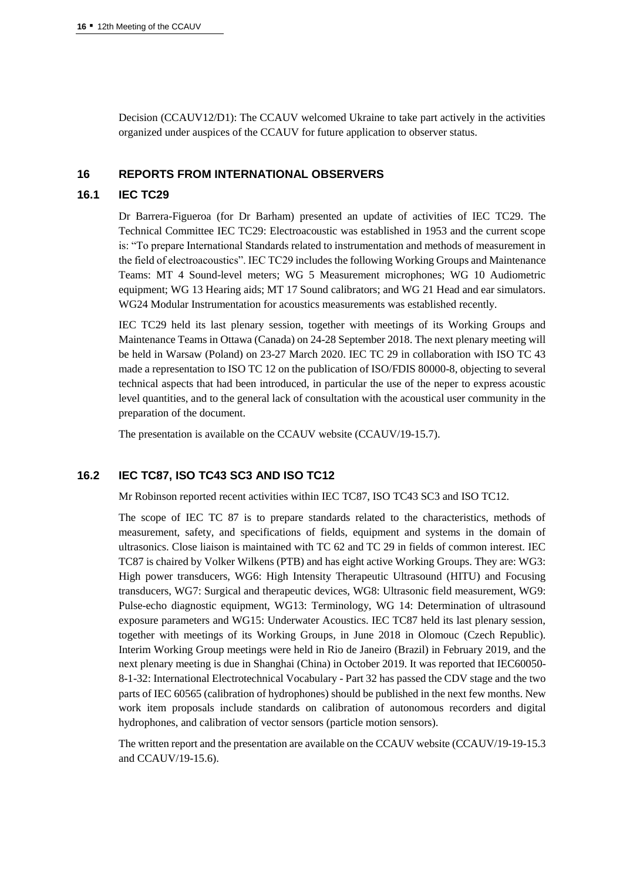Decision (CCAUV12/D1): The CCAUV welcomed Ukraine to take part actively in the activities organized under auspices of the CCAUV for future application to observer status.

## 16 REPORTS FROM INTERNATIONAL OBSERVERS

### 16.1 IEC TC29

Dr Barrera-Figueroa (for Dr Barham) presented an update of activities of IEC TC29. The Technical Committee IEC TC29: Electroacoustic was established in 1953 and the current scope is: "To prepare International Standards related to instrumentation and methods of measurement in the field of electroacoustics". IEC TC29 includes the following Working Groups and Maintenance Teams: MT 4 Sound-level meters; WG 5 Measurement microphones; WG 10 Audiometric equipment; WG 13 Hearing aids; MT 17 Sound calibrators; and WG 21 Head and ear simulators. WG24 Modular Instrumentation for acoustics measurements was established recently.

IEC TC29 held its last plenary session, together with meetings of its Working Groups and Maintenance Teams in Ottawa (Canada) on 24-28 September 2018. The next plenary meeting will be held in Warsaw (Poland) on 23-27 March 2020. IEC TC 29 in collaboration with ISO TC 43 made a representation to ISO TC 12 on the publication of ISO/FDIS 80000-8, objecting to several technical aspects that had been introduced, in particular the use of the neper to express acoustic level quantities, and to the general lack of consultation with the acoustical user community in the preparation of the document.

The presentation is available on the CCAUV website (CCAUV/19-15.7).

### 16.2 IEC TC87, ISO TC43 SC3 AND ISO TC12

Mr Robinson reported recent activities within IEC TC87, ISO TC43 SC3 and ISO TC12.

The scope of IEC TC 87 is to prepare standards related to the characteristics, methods of measurement, safety, and specifications of fields, equipment and systems in the domain of ultrasonics. Close liaison is maintained with TC 62 and TC 29 in fields of common interest. IEC TC87 is chaired by Volker Wilkens (PTB) and has eight active Working Groups. They are: WG3: High power transducers, WG6: High Intensity Therapeutic Ultrasound (HITU) and Focusing transducers, WG7: Surgical and therapeutic devices, WG8: Ultrasonic field measurement, WG9: Pulse-echo diagnostic equipment, WG13: Terminology, WG 14: Determination of ultrasound exposure parameters and WG15: Underwater Acoustics. IEC TC87 held its last plenary session, together with meetings of its Working Groups, in June 2018 in Olomouc (Czech Republic). Interim Working Group meetings were held in Rio de Janeiro (Brazil) in February 2019, and the next plenary meeting is due in Shanghai (China) in October 2019. It was reported that IEC60050-8-1-32: International Electrotechnical Vocabulary - Part 32 has passed the CDV stage and the two parts of IEC 60565 (calibration of hydrophones) should be published in the next few months. New work item proposals include standards on calibration of autonomous recorders and digital hydrophones, and calibration of vector sensors (particle motion sensors).

The written report and the presentation are available on the CCAUV website (CCAUV/19-19-15.3 and CCAUV/19-15.6).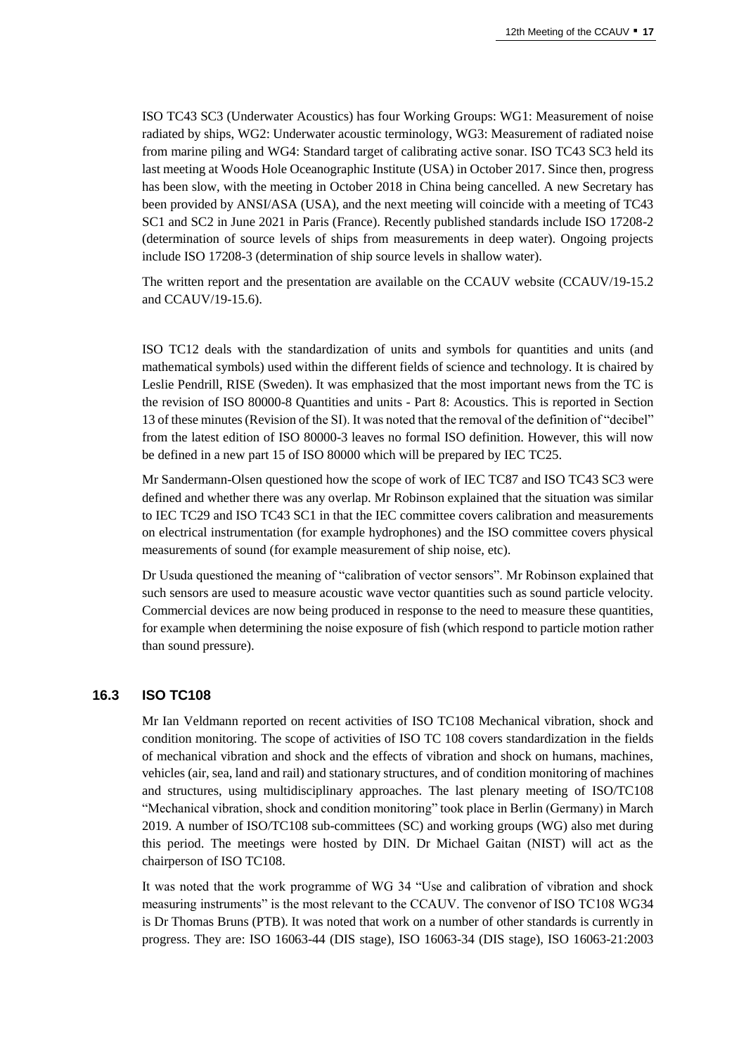ISO TC43 SC3 (Underwater Acoustics) has four Working Groups: WG1: Measurement of noise radiated by ships, WG2: Underwater acoustic terminology, WG3: Measurement of radiated noise from marine piling and WG4: Standard target of calibrating active sonar. ISO TC43 SC3 held its last meeting at Woods Hole Oceanographic Institute (USA) in October 2017. Since then, progress has been slow, with the meeting in October 2018 in China being cancelled. A new Secretary has been provided by ANSI/ASA (USA), and the next meeting will coincide with a meeting of TC43 SC1 and SC2 in June 2021 in Paris (France). Recently published standards include ISO 17208-2 (determination of source levels of ships from measurements in deep water). Ongoing projects include ISO 17208-3 (determination of ship source levels in shallow water).

The written report and the presentation are available on the CCAUV website (CCAUV/19-15.2 and CCAUV/19-15.6).

ISO TC12 deals with the standardization of units and symbols for quantities and units (and mathematical symbols) used within the different fields of science and technology. It is chaired by Leslie Pendrill, RISE (Sweden). It was emphasized that the most important news from the TC is the revision of ISO 80000-8 Quantities and units - Part 8: Acoustics. This is reported in Section 13 of these minutes (Revision of the SI). It was noted that the removal of the definition of "decibel" from the latest edition of ISO 80000-3 leaves no formal ISO definition. However, this will now be defined in a new part 15 of ISO 80000 which will be prepared by IEC TC25.

Mr Sandermann-Olsen questioned how the scope of work of IEC TC87 and ISO TC43 SC3 were defined and whether there was any overlap. Mr Robinson explained that the situation was similar to IEC TC29 and ISO TC43 SC1 in that the IEC committee covers calibration and measurements on electrical instrumentation (for example hydrophones) and the ISO committee covers physical measurements of sound (for example measurement of ship noise, etc).

Dr Usuda questioned the meaning of "calibration of vector sensors". Mr Robinson explained that such sensors are used to measure acoustic wave vector quantities such as sound particle velocity. Commercial devices are now being produced in response to the need to measure these quantities, for example when determining the noise exposure of fish (which respond to particle motion rather than sound pressure).

### 16.3 ISO TC108

Mr Ian Veldmann reported on recent activities of ISO TC108 Mechanical vibration, shock and condition monitoring. The scope of activities of ISO TC 108 covers standardization in the fields of mechanical vibration and shock and the effects of vibration and shock on humans, machines, vehicles (air, sea, land and rail) and stationary structures, and of condition monitoring of machines and structures, using multidisciplinary approaches. The last plenary meeting of ISO/TC108 "Mechanical vibration, shock and condition monitoring" took place in Berlin (Germany) in March 2019. A number of ISO/TC108 sub-committees (SC) and working groups (WG) also met during this period. The meetings were hosted by DIN. Dr Michael Gaitan (NIST) will act as the chairperson of ISO TC108.

It was noted that the work programme of WG 34 "Use and calibration of vibration and shock measuring instruments" is the most relevant to the CCAUV. The convenor of ISO TC108 WG34 is Dr Thomas Bruns (PTB). It was noted that work on a number of other standards is currently in progress. They are: ISO 16063-44 (DIS stage), ISO 16063-34 (DIS stage), ISO 16063-21:2003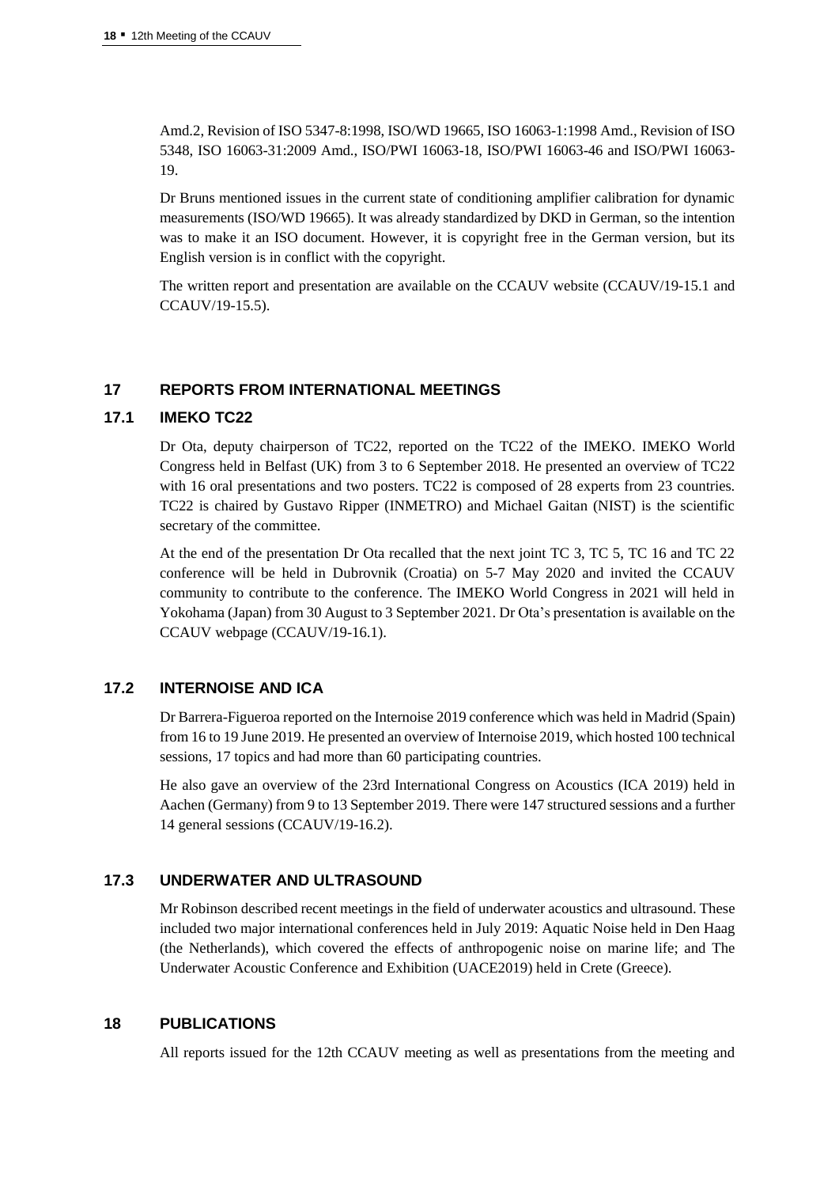Amd.2, Revision of ISO 5347-8:1998, ISO/WD 19665, ISO 16063-1:1998 Amd., Revision of ISO 5348, ISO 16063-31:2009 Amd., ISO/PWI 16063-18, ISO/PWI 16063-46 and ISO/PWI 16063-19.

Dr Bruns mentioned issues in the current state of conditioning amplifier calibration for dynamic measurements (ISO/WD 19665). It was already standardized by DKD in German, so the intention was to make it an ISO document. However, it is copyright free in the German version, but its English version is in conflict with the copyright.

The written report and presentation are available on the CCAUV website (CCAUV/19-15.1 and CCAUV/19-15.5).

## 17 REPORTS FROM INTERNATIONAL MEETINGS

### 17.1 IMEKO TC22

Dr Ota, deputy chairperson of TC22, reported on the TC22 of the IMEKO. IMEKO World Congress held in Belfast (UK) from 3 to 6 September 2018. He presented an overview of TC22 with 16 oral presentations and two posters. TC22 is composed of 28 experts from 23 countries. TC22 is chaired by Gustavo Ripper (INMETRO) and Michael Gaitan (NIST) is the scientific secretary of the committee.

At the end of the presentation Dr Ota recalled that the next joint TC 3, TC 5, TC 16 and TC 22 conference will be held in Dubrovnik (Croatia) on 5-7 May 2020 and invited the CCAUV community to contribute to the conference. The IMEKO World Congress in 2021 will held in Yokohama (Japan) from 30 August to 3 September 2021. Dr Ota's presentation is available on the CCAUV webpage (CCAUV/19-16.1).

### 17.2 INTERNOISE AND ICA

Dr Barrera-Figueroa reported on the Internoise 2019 conference which was held in Madrid (Spain) from 16 to 19 June 2019. He presented an overview of Internoise 2019, which hosted 100 technical sessions, 17 topics and had more than 60 participating countries.

He also gave an overview of the 23rd International Congress on Acoustics (ICA 2019) held in Aachen (Germany) from 9 to 13 September 2019. There were 147 structured sessions and a further 14 general sessions (CCAUV/19-16.2).

### 17.3 UNDERWATER AND ULTRASOUND

Mr Robinson described recent meetings in the field of underwater acoustics and ultrasound. These included two major international conferences held in July 2019: Aquatic Noise held in Den Haag (the Netherlands), which covered the effects of anthropogenic noise on marine life; and The Underwater Acoustic Conference and Exhibition (UACE2019) held in Crete (Greece).

## 18 PUBLICATIONS

All reports issued for the 12th CCAUV meeting as well as presentations from the meeting and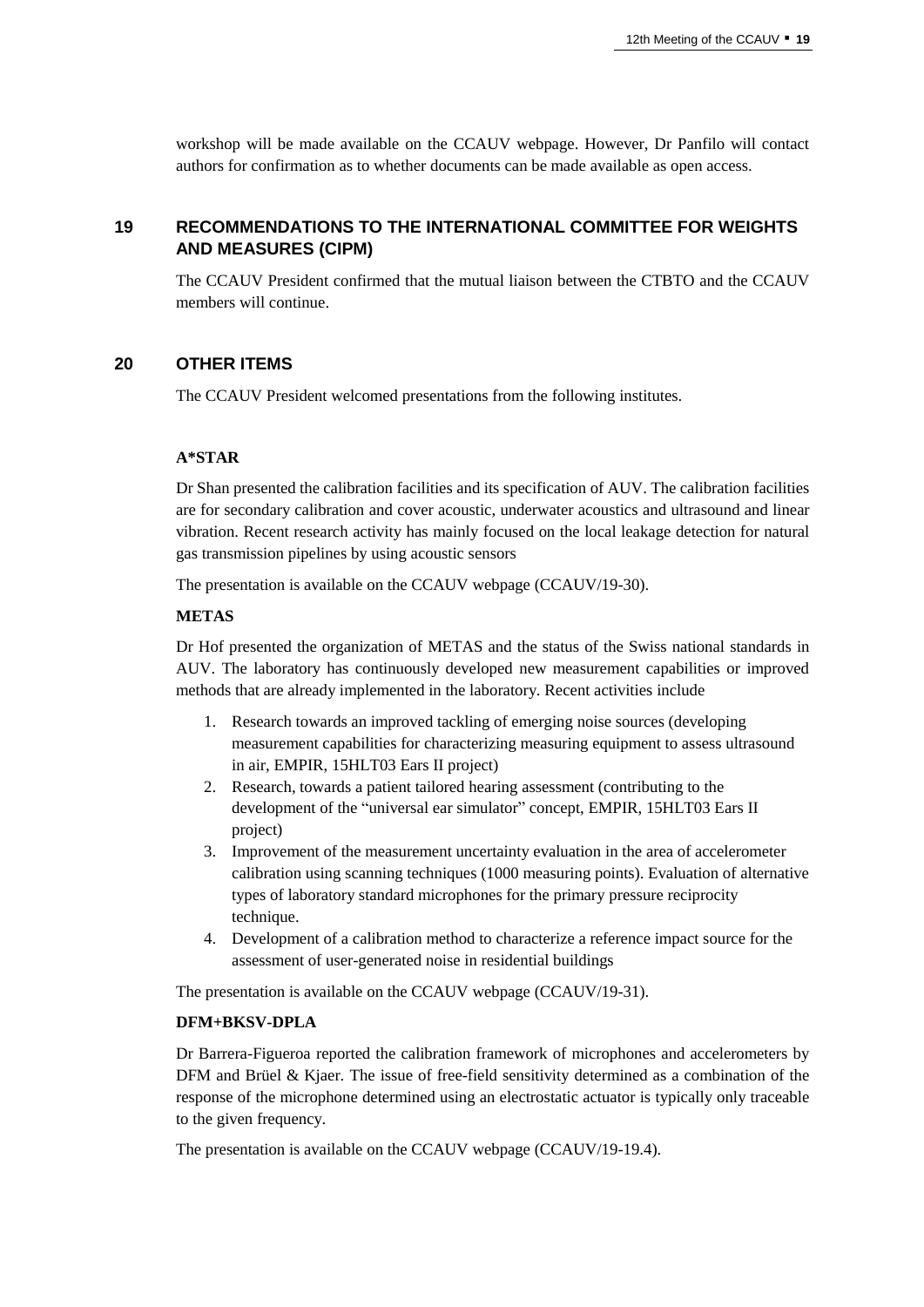workshop will be made available on the CCAUV webpage. However, Dr Panfilo will contact authors for confirmation as to whether documents can be made available as open access.

## 19 RECOMMENDATIONS TO THE INTERNATIONAL COMMITTEE FOR WEIGHTS AND MEASURES (CIPM)

The CCAUV President confirmed that the mutual liaison between the CTBTO and the CCAUV members will continue.

## 20 OTHER ITEMS

The CCAUV President welcomed presentations from the following institutes.

**A*STAR**

Dr Shan presented the calibration facilities and its specification of AUV. The calibration facilities are for secondary calibration and cover acoustic, underwater acoustics and ultrasound and linear vibration. Recent research activity has mainly focused on the local leakage detection for natural gas transmission pipelines by using acoustic sensors

The presentation is available on the CCAUV webpage (CCAUV/19-30).

**METAS**

Dr Hof presented the organization of METAS and the status of the Swiss national standards in AUV. The laboratory has continuously developed new measurement capabilities or improved methods that are already implemented in the laboratory. Recent activities include

1. Research towards an improved tackling of emerging noise sources (developing measurement capabilities for characterizing measuring equipment to assess ultrasound in air, EMPIR, 15HLT03 Ears II project)
2. Research, towards a patient tailored hearing assessment (contributing to the development of the “universal ear simulator” concept, EMPIR, 15HLT03 Ears II project)
3. Improvement of the measurement uncertainty evaluation in the area of accelerometer calibration using scanning techniques (1000 measuring points). Evaluation of alternative types of laboratory standard microphones for the primary pressure reciprocity technique.
4. Development of a calibration method to characterize a reference impact source for the assessment of user-generated noise in residential buildings

The presentation is available on the CCAUV webpage (CCAUV/19-31).

**DFM+BKSV-DPLA**

Dr Barrera-Figueroa reported the calibration framework of microphones and accelerometers by DFM and Brüel & Kjaer. The issue of free-field sensitivity determined as a combination of the response of the microphone determined using an electrostatic actuator is typically only traceable to the given frequency.

The presentation is available on the CCAUV webpage (CCAUV/19-19.4).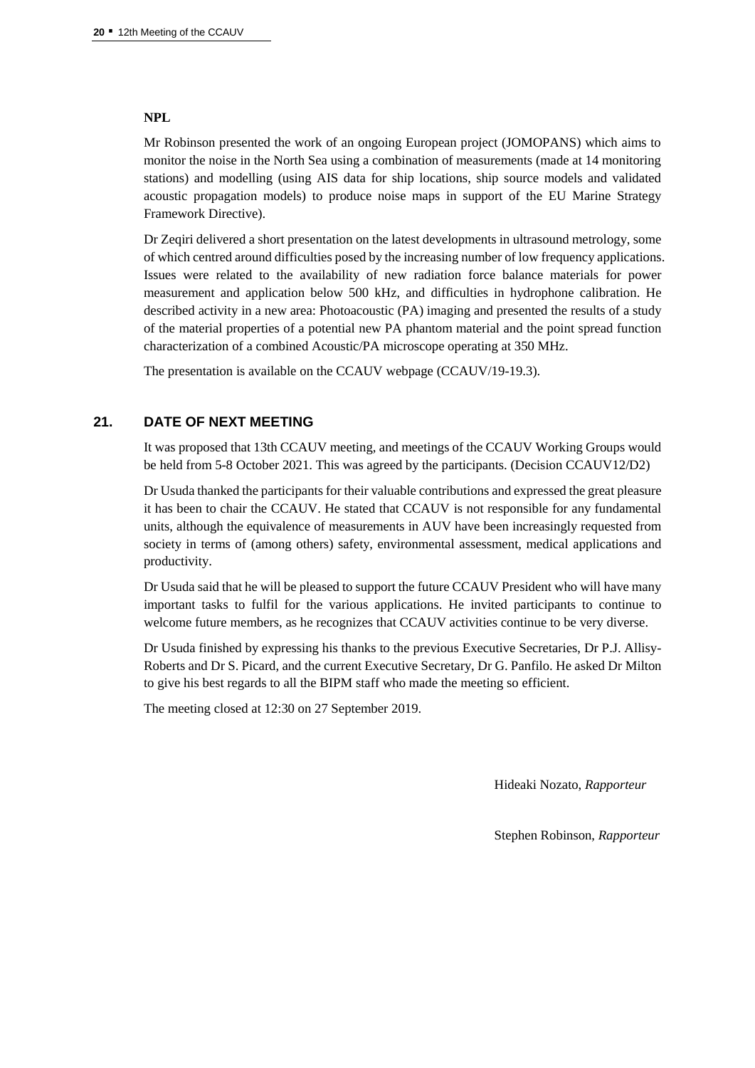**NPL**

Mr Robinson presented the work of an ongoing European project (JOMOPANS) which aims to monitor the noise in the North Sea using a combination of measurements (made at 14 monitoring stations) and modelling (using AIS data for ship locations, ship source models and validated acoustic propagation models) to produce noise maps in support of the EU Marine Strategy Framework Directive).

Dr Zeqiri delivered a short presentation on the latest developments in ultrasound metrology, some of which centred around difficulties posed by the increasing number of low frequency applications. Issues were related to the availability of new radiation force balance materials for power measurement and application below 500 kHz, and difficulties in hydrophone calibration. He described activity in a new area: Photoacoustic (PA) imaging and presented the results of a study of the material properties of a potential new PA phantom material and the point spread function characterization of a combined Acoustic/PA microscope operating at 350 MHz.

The presentation is available on the CCAUV webpage (CCAUV/19-19.3).

## 21. DATE OF NEXT MEETING

It was proposed that 13th CCAUV meeting, and meetings of the CCAUV Working Groups would be held from 5-8 October 2021. This was agreed by the participants. (Decision CCAUV12/D2)

Dr Usuda thanked the participants for their valuable contributions and expressed the great pleasure it has been to chair the CCAUV. He stated that CCAUV is not responsible for any fundamental units, although the equivalence of measurements in AUV have been increasingly requested from society in terms of (among others) safety, environmental assessment, medical applications and productivity.

Dr Usuda said that he will be pleased to support the future CCAUV President who will have many important tasks to fulfil for the various applications. He invited participants to continue to welcome future members, as he recognizes that CCAUV activities continue to be very diverse.

Dr Usuda finished by expressing his thanks to the previous Executive Secretaries, Dr P.J. Allisy-Roberts and Dr S. Picard, and the current Executive Secretary, Dr G. Panfilo. He asked Dr Milton to give his best regards to all the BIPM staff who made the meeting so efficient.

The meeting closed at 12:30 on 27 September 2019.

Hideaki Nozato, *Rapporteur*

Stephen Robinson, *Rapporteur*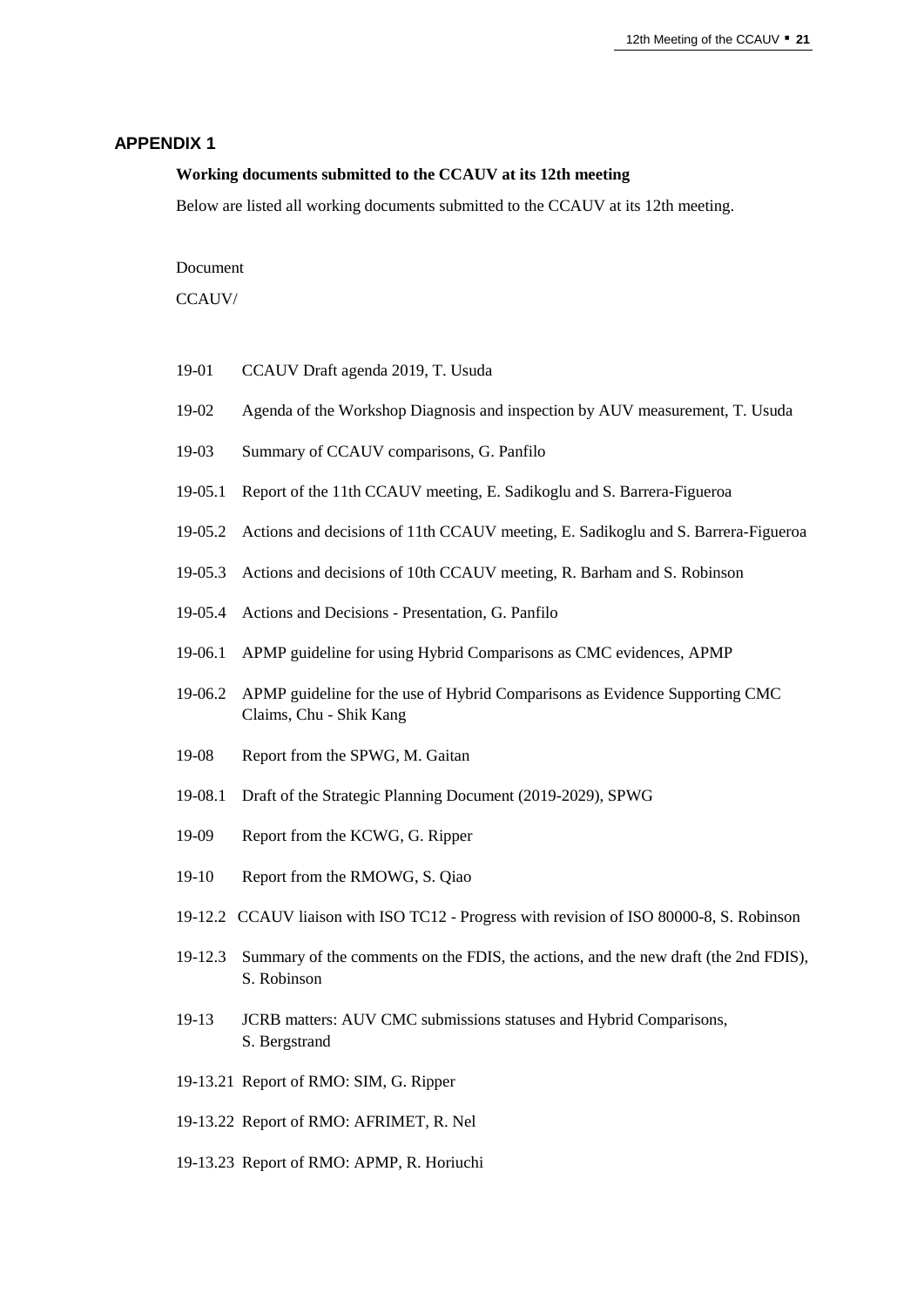## APPENDIX 1

**Working documents submitted to the CCAUV at its 12th meeting**

Below are listed all working documents submitted to the CCAUV at its 12th meeting.

Document

CCAUV/

19-01 CCAUV Draft agenda 2019, T. Usuda

19-02 Agenda of the Workshop Diagnosis and inspection by AUV measurement, T. Usuda

19-03 Summary of CCAUV comparisons, G. Panfilo

19-05.1 Report of the 11th CCAUV meeting, E. Sadikoglu and S. Barrera-Figueroa

19-05.2 Actions and decisions of 11th CCAUV meeting, E. Sadikoglu and S. Barrera-Figueroa

19-05.3 Actions and decisions of 10th CCAUV meeting, R. Barham and S. Robinson

19-05.4 Actions and Decisions - Presentation, G. Panfilo

19-06.1 APMP guideline for using Hybrid Comparisons as CMC evidences, APMP

19-06.2 APMP guideline for the use of Hybrid Comparisons as Evidence Supporting CMC Claims, Chu - Shik Kang

19-08 Report from the SPWG, M. Gaitan

19-08.1 Draft of the Strategic Planning Document (2019-2029), SPWG

19-09 Report from the KCWG, G. Ripper

19-10 Report from the RMOWG, S. Qiao

19-12.2 CCAUV liaison with ISO TC12 - Progress with revision of ISO 80000-8, S. Robinson

19-12.3 Summary of the comments on the FDIS, the actions, and the new draft (the 2nd FDIS), S. Robinson

19-13 JCRB matters: AUV CMC submissions statuses and Hybrid Comparisons, S. Bergstrand

19-13.21 Report of RMO: SIM, G. Ripper

19-13.22 Report of RMO: AFRIMET, R. Nel

19-13.23 Report of RMO: APMP, R. Horiuchi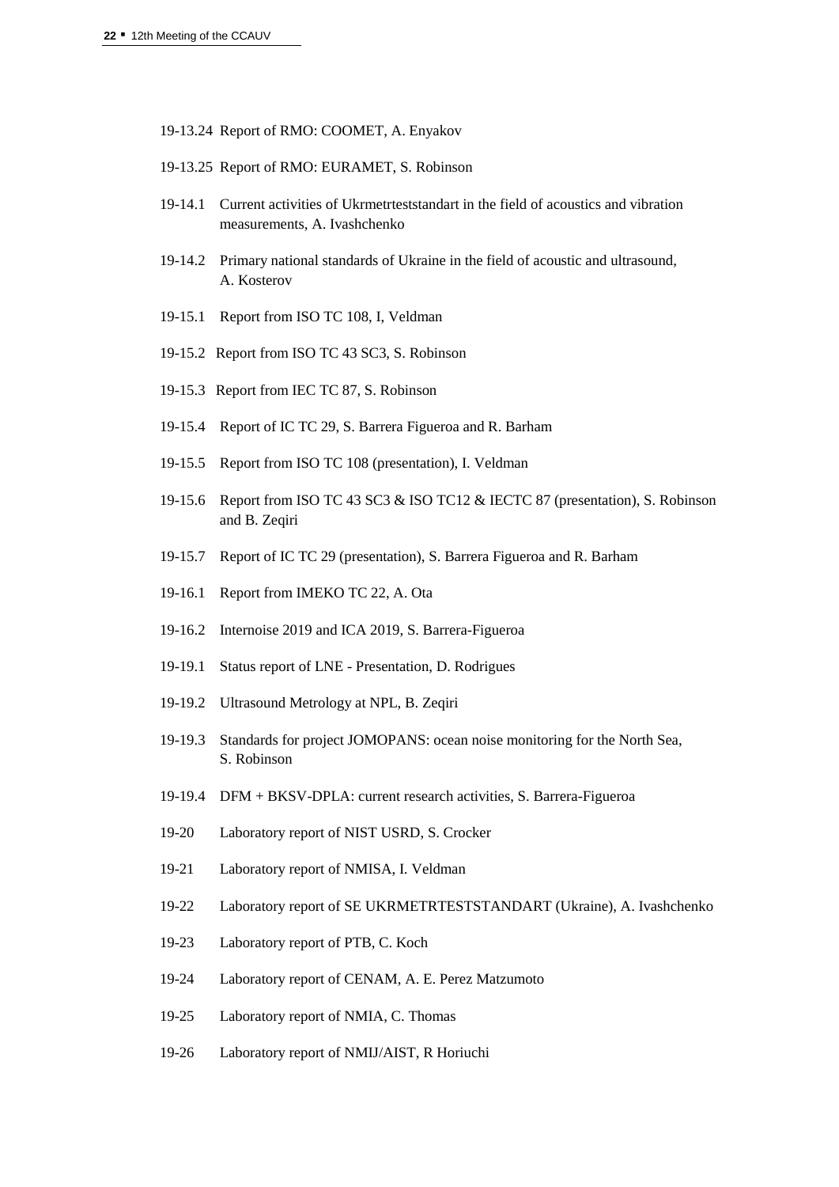19-13.24 Report of RMO: COOMET, A. Enyakov

19-13.25 Report of RMO: EURAMET, S. Robinson

19-14.1 Current activities of Ukrmetrteststandart in the field of acoustics and vibration measurements, A. Ivashchenko

19-14.2 Primary national standards of Ukraine in the field of acoustic and ultrasound, A. Kosterov

19-15.1 Report from ISO TC 108, I, Veldman

19-15.2 Report from ISO TC 43 SC3, S. Robinson

19-15.3 Report from IEC TC 87, S. Robinson

19-15.4 Report of IC TC 29, S. Barrera Figueroa and R. Barham

19-15.5 Report from ISO TC 108 (presentation), I. Veldman

19-15.6 Report from ISO TC 43 SC3 & ISO TC12 & IECTC 87 (presentation), S. Robinson and B. Zeqiri

19-15.7 Report of IC TC 29 (presentation), S. Barrera Figueroa and R. Barham

19-16.1 Report from IMEKO TC 22, A. Ota

19-16.2 Internoise 2019 and ICA 2019, S. Barrera-Figueroa

19-19.1 Status report of LNE - Presentation, D. Rodrigues

19-19.2 Ultrasound Metrology at NPL, B. Zeqiri

19-19.3 Standards for project JOMOPANS: ocean noise monitoring for the North Sea, S. Robinson

19-19.4 DFM + BKSV-DPLA: current research activities, S. Barrera-Figueroa

19-20 Laboratory report of NIST USRD, S. Crocker

19-21 Laboratory report of NMISA, I. Veldman

19-22 Laboratory report of SE UKRMETRTESTSTANDART (Ukraine), A. Ivashchenko

19-23 Laboratory report of PTB, C. Koch

19-24 Laboratory report of CENAM, A. E. Perez Matzumoto

19-25 Laboratory report of NMIA, C. Thomas

19-26 Laboratory report of NMIJ/AIST, R Horiuchi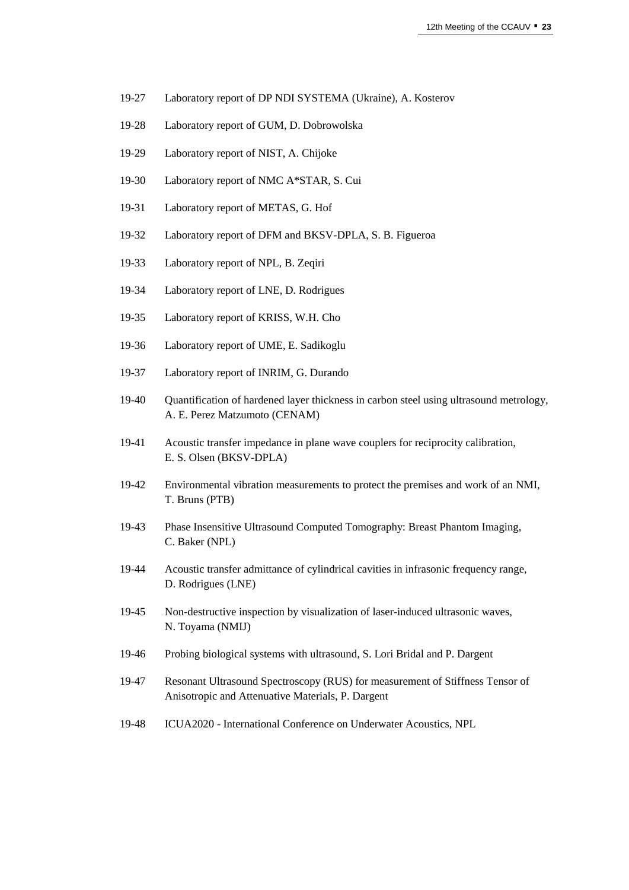19-27 Laboratory report of DP NDI SYSTEMA (Ukraine), A. Kosterov

19-28 Laboratory report of GUM, D. Dobrowolska

19-29 Laboratory report of NIST, A. Chijoke

19-30 Laboratory report of NMC A*STAR, S. Cui

19-31 Laboratory report of METAS, G. Hof

19-32 Laboratory report of DFM and BKSV-DPLA, S. B. Figueroa

19-33 Laboratory report of NPL, B. Zeqiri

19-34 Laboratory report of LNE, D. Rodrigues

19-35 Laboratory report of KRISS, W.H. Cho

19-36 Laboratory report of UME, E. Sadikoglu

19-37 Laboratory report of INRIM, G. Durando

19-40 Quantification of hardened layer thickness in carbon steel using ultrasound metrology, A. E. Perez Matzumoto (CENAM)

19-41 Acoustic transfer impedance in plane wave couplers for reciprocity calibration, E. S. Olsen (BKSV-DPLA)

19-42 Environmental vibration measurements to protect the premises and work of an NMI, T. Bruns (PTB)

19-43 Phase Insensitive Ultrasound Computed Tomography: Breast Phantom Imaging, C. Baker (NPL)

19-44 Acoustic transfer admittance of cylindrical cavities in infrasonic frequency range, D. Rodrigues (LNE)

19-45 Non-destructive inspection by visualization of laser-induced ultrasonic waves, N. Toyama (NMIJ)

19-46 Probing biological systems with ultrasound, S. Lori Bridal and P. Dargent

19-47 Resonant Ultrasound Spectroscopy (RUS) for measurement of Stiffness Tensor of Anisotropic and Attenuative Materials, P. Dargent

19-48 ICUA2020 - International Conference on Underwater Acoustics, NPL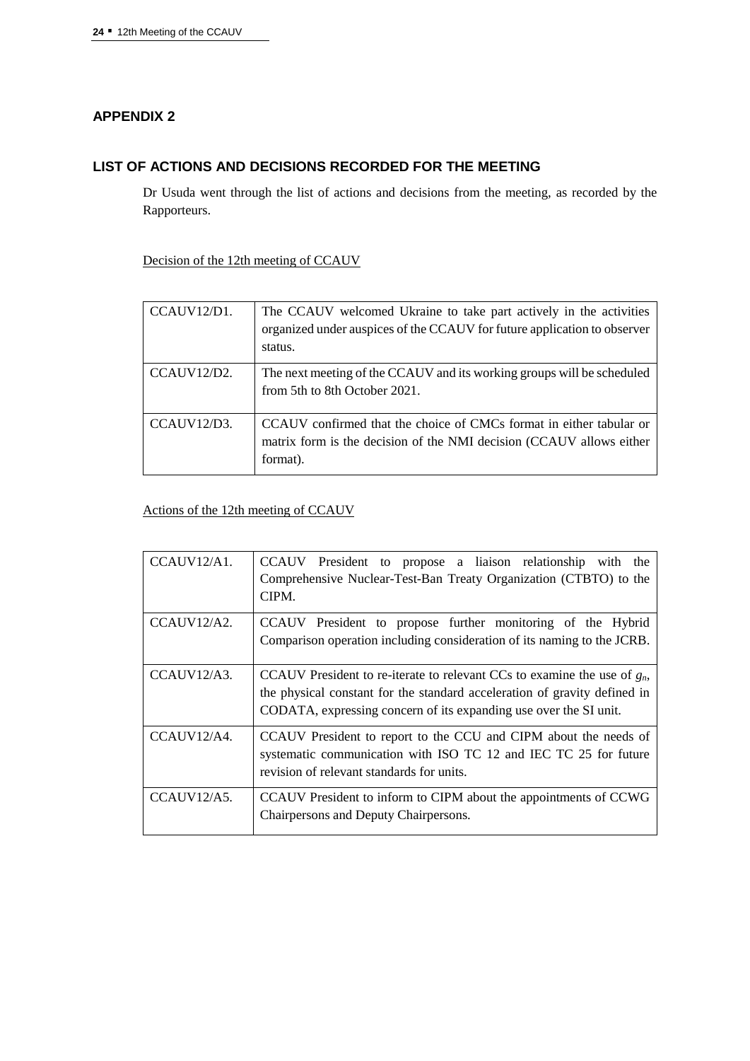## APPENDIX 2

## LIST OF ACTIONS AND DECISIONS RECORDED FOR THE MEETING

Dr Usuda went through the list of actions and decisions from the meeting, as recorded by the Rapporteurs.

Decision of the 12th meeting of CCAUV

| | |
|---|---|
| CCAUV12/D1. | The CCAUV welcomed Ukraine to take part actively in the activities organized under auspices of the CCAUV for future application to observer status. |
| CCAUV12/D2. | The next meeting of the CCAUV and its working groups will be scheduled from 5th to 8th October 2021. |
| CCAUV12/D3. | CCAUV confirmed that the choice of CMCs format in either tabular or matrix form is the decision of the NMI decision (CCAUV allows either format). |

Actions of the 12th meeting of CCAUV

| | |
|---|---|
| CCAUV12/A1. | CCAUV President to propose a liaison relationship with the Comprehensive Nuclear-Test-Ban Treaty Organization (CTBTO) to the CIPM. |
| CCAUV12/A2. | CCAUV President to propose further monitoring of the Hybrid Comparison operation including consideration of its naming to the JCRB. |
| CCAUV12/A3. | CCAUV President to re-iterate to relevant CCs to examine the use of $g_n$, the physical constant for the standard acceleration of gravity defined in CODATA, expressing concern of its expanding use over the SI unit. |
| CCAUV12/A4. | CCAUV President to report to the CCU and CIPM about the needs of systematic communication with ISO TC 12 and IEC TC 25 for future revision of relevant standards for units. |
| CCAUV12/A5. | CCAUV President to inform to CIPM about the appointments of CCWG Chairpersons and Deputy Chairpersons. |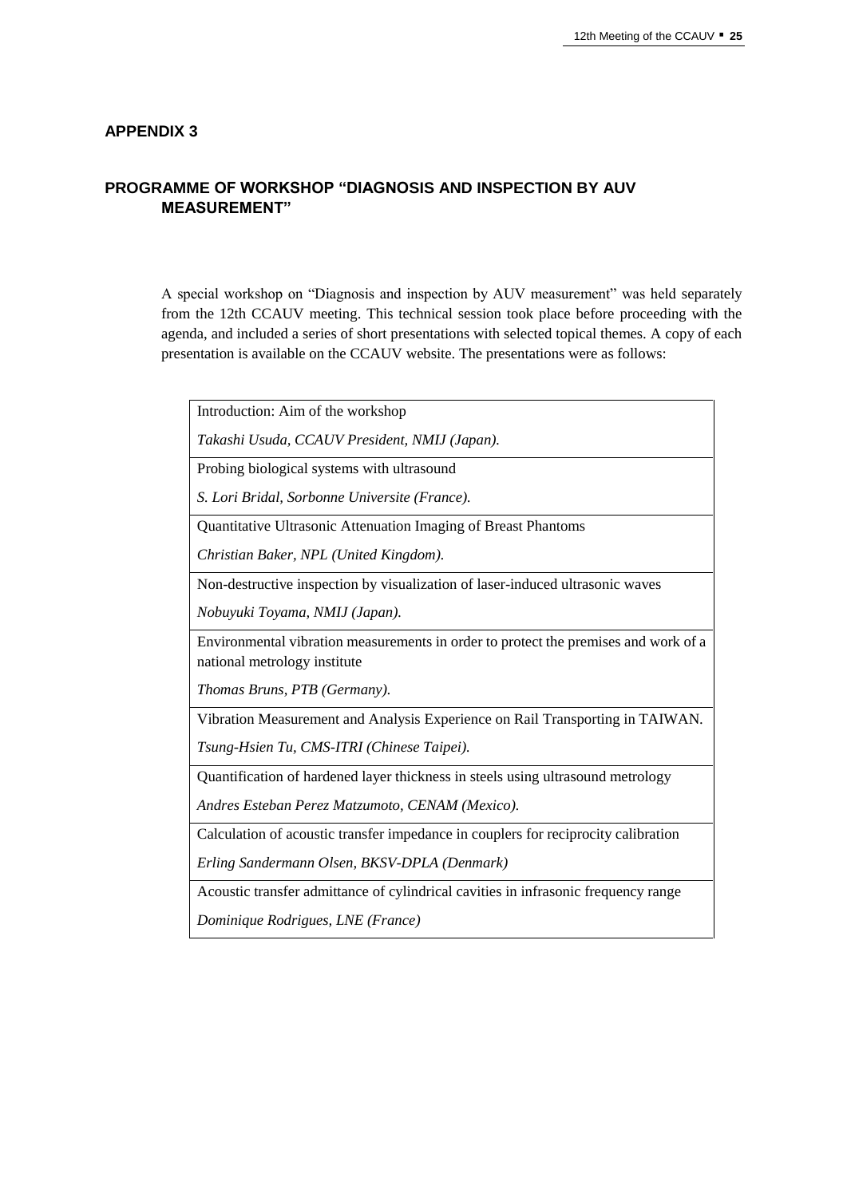## APPENDIX 3

## PROGRAMME OF WORKSHOP "DIAGNOSIS AND INSPECTION BY AUV MEASUREMENT"

A special workshop on "Diagnosis and inspection by AUV measurement" was held separately from the 12th CCAUV meeting. This technical session took place before proceeding with the agenda, and included a series of short presentations with selected topical themes. A copy of each presentation is available on the CCAUV website. The presentations were as follows:

| |
|---|
| Introduction: Aim of the workshop<br>*Takashi Usuda, CCAUV President, NMIJ (Japan).* |
| Probing biological systems with ultrasound<br>*S. Lori Bridal, Sorbonne Universite (France).* |
| Quantitative Ultrasonic Attenuation Imaging of Breast Phantoms<br>*Christian Baker, NPL (United Kingdom).* |
| Non-destructive inspection by visualization of laser-induced ultrasonic waves<br>*Nobuyuki Toyama, NMIJ (Japan).* |
| Environmental vibration measurements in order to protect the premises and work of a national metrology institute<br>*Thomas Bruns, PTB (Germany).* |
| Vibration Measurement and Analysis Experience on Rail Transporting in TAIWAN.<br>*Tsung-Hsien Tu, CMS-ITRI (Chinese Taipei).* |
| Quantification of hardened layer thickness in steels using ultrasound metrology<br>*Andres Esteban Perez Matzumoto, CENAM (Mexico).* |
| Calculation of acoustic transfer impedance in couplers for reciprocity calibration<br>*Erling Sandermann Olsen, BKSV-DPLA (Denmark)* |
| Acoustic transfer admittance of cylindrical cavities in infrasonic frequency range<br>*Dominique Rodrigues, LNE (France)* |